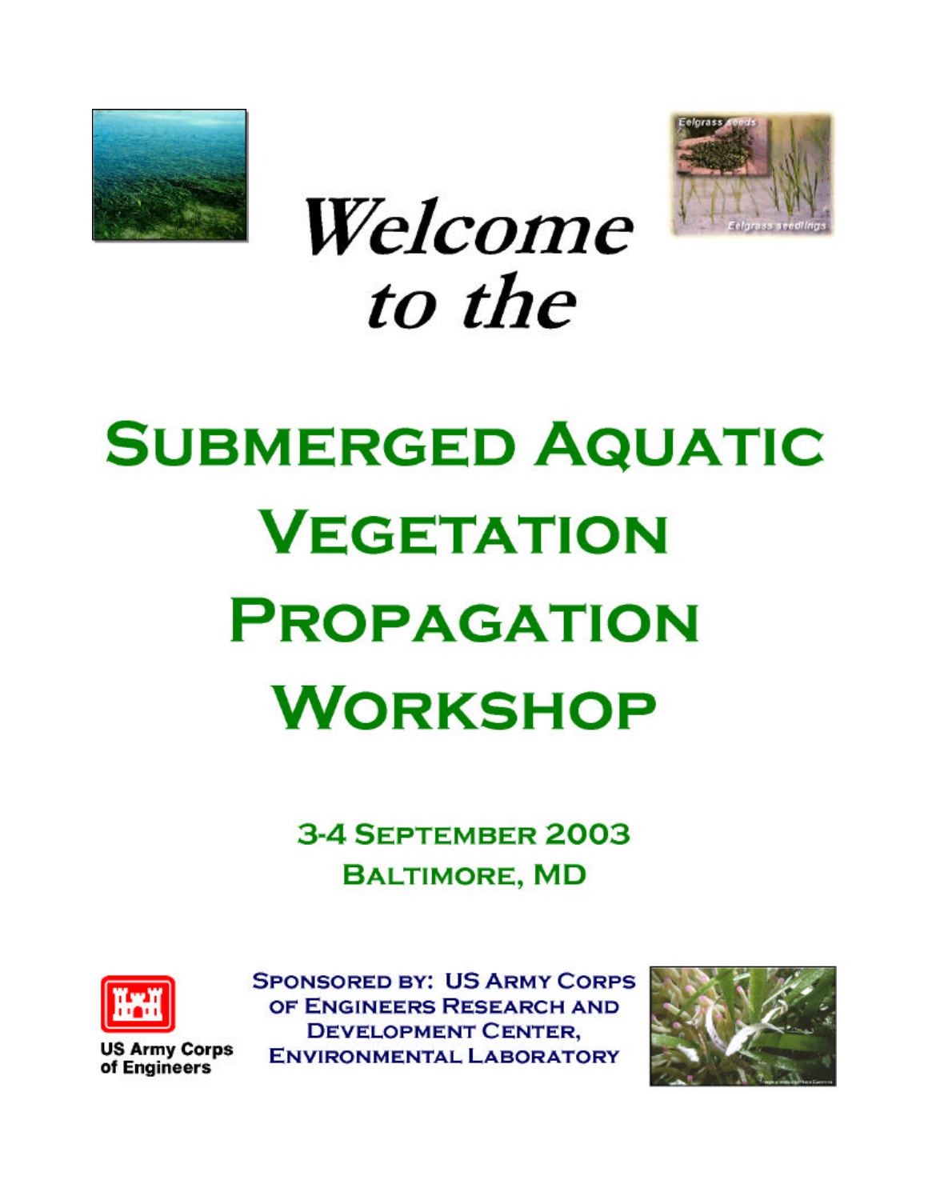# Welcome to the

# Submerged Aquatic Vegetation Propagation Workshop

**3-4 September 2003**
**Baltimore, MD**

US Army Corps of Engineers

Sponsored by: US Army Corps of Engineers Research and Development Center, Environmental Laboratory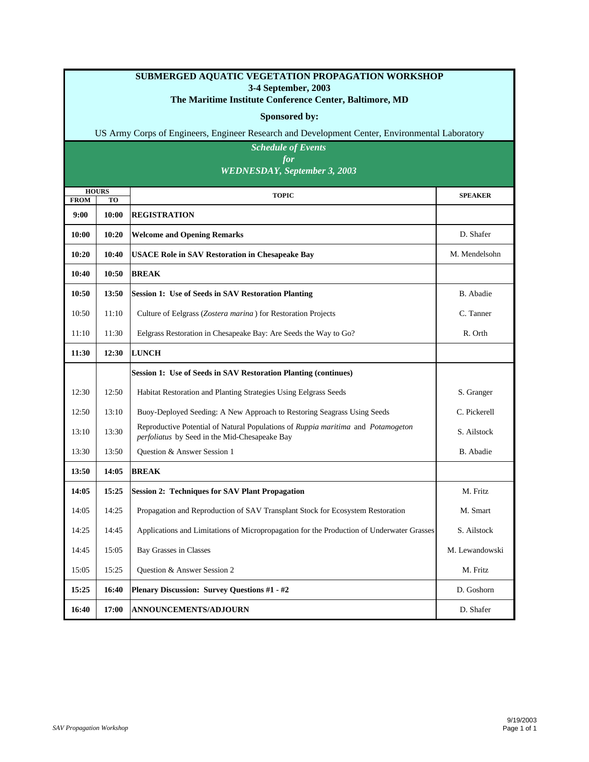# SUBMERGED AQUATIC VEGETATION PROPAGATION WORKSHOP

**3-4 September, 2003**

**The Maritime Institute Conference Center, Baltimore, MD**

**Sponsored by:**

US Army Corps of Engineers, Engineer Research and Development Center, Environmental Laboratory

***Schedule of Events***
***for***
***WEDNESDAY, September 3, 2003***

| HOURS | | TOPIC | SPEAKER |
|---|---|---|---|
| **FROM** | **TO** | | |
| **9:00** | **10:00** | **REGISTRATION** | |
| **10:00** | **10:20** | **Welcome and Opening Remarks** | D. Shafer |
| **10:20** | **10:40** | **USACE Role in SAV Restoration in Chesapeake Bay** | M. Mendelsohn |
| **10:40** | **10:50** | **BREAK** | |
| **10:50** | **13:50** | **Session 1: Use of Seeds in SAV Restoration Planting** | B. Abadie |
| 10:50 | 11:10 | Culture of Eelgrass (*Zostera marina*) for Restoration Projects | C. Tanner |
| 11:10 | 11:30 | Eelgrass Restoration in Chesapeake Bay: Are Seeds the Way to Go? | R. Orth |
| **11:30** | **12:30** | **LUNCH** | |
| | | **Session 1: Use of Seeds in SAV Restoration Planting (continues)** | |
| 12:30 | 12:50 | Habitat Restoration and Planting Strategies Using Eelgrass Seeds | S. Granger |
| 12:50 | 13:10 | Buoy-Deployed Seeding: A New Approach to Restoring Seagrass Using Seeds | C. Pickerell |
| 13:10 | 13:30 | Reproductive Potential of Natural Populations of *Ruppia maritima* and *Potamogeton perfoliatus* by Seed in the Mid-Chesapeake Bay | S. Ailstock |
| 13:30 | 13:50 | Question & Answer Session 1 | B. Abadie |
| **13:50** | **14:05** | **BREAK** | |
| **14:05** | **15:25** | **Session 2: Techniques for SAV Plant Propagation** | M. Fritz |
| 14:05 | 14:25 | Propagation and Reproduction of SAV Transplant Stock for Ecosystem Restoration | M. Smart |
| 14:25 | 14:45 | Applications and Limitations of Micropropagation for the Production of Underwater Grasses | S. Ailstock |
| 14:45 | 15:05 | Bay Grasses in Classes | M. Lewandowski |
| 15:05 | 15:25 | Question & Answer Session 2 | M. Fritz |
| **15:25** | **16:40** | **Plenary Discussion: Survey Questions #1 - #2** | D. Goshorn |
| **16:40** | **17:00** | **ANNOUNCEMENTS/ADJOURN** | D. Shafer |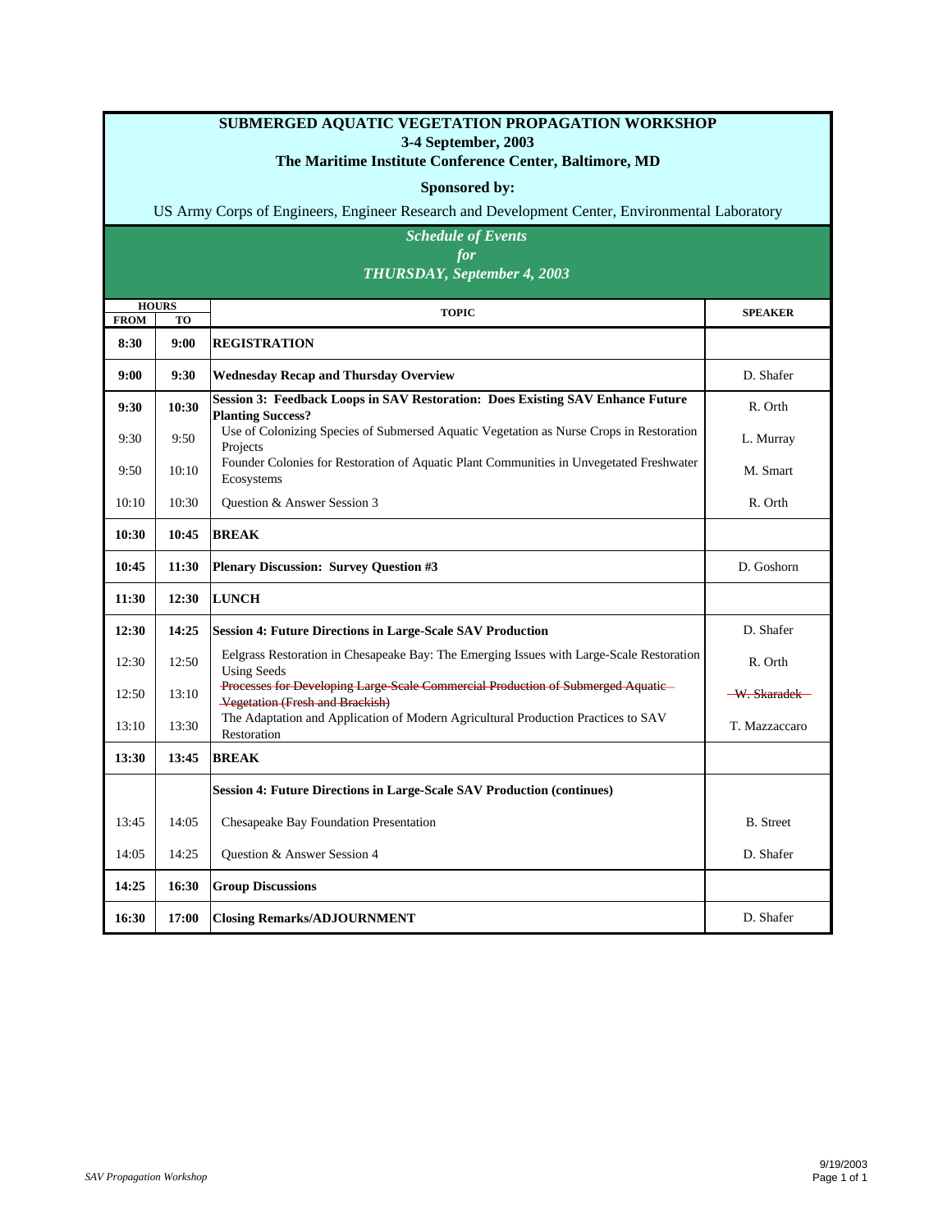# SUBMERGED AQUATIC VEGETATION PROPAGATION WORKSHOP

**3-4 September, 2003**

**The Maritime Institute Conference Center, Baltimore, MD**

**Sponsored by:**

US Army Corps of Engineers, Engineer Research and Development Center, Environmental Laboratory

***Schedule of Events***
***for***
***THURSDAY, September 4, 2003***

| HOURS FROM | HOURS TO | TOPIC | SPEAKER |
|---|---|---|---|
| **8:30** | **9:00** | **REGISTRATION** | |
| **9:00** | **9:30** | **Wednesday Recap and Thursday Overview** | D. Shafer |
| **9:30** | **10:30** | **Session 3: Feedback Loops in SAV Restoration: Does Existing SAV Enhance Future Planting Success?** | R. Orth |
| 9:30 | 9:50 | Use of Colonizing Species of Submersed Aquatic Vegetation as Nurse Crops in Restoration Projects | L. Murray |
| 9:50 | 10:10 | Founder Colonies for Restoration of Aquatic Plant Communities in Unvegetated Freshwater Ecosystems | M. Smart |
| 10:10 | 10:30 | Question & Answer Session 3 | R. Orth |
| **10:30** | **10:45** | **BREAK** | |
| **10:45** | **11:30** | **Plenary Discussion: Survey Question #3** | D. Goshorn |
| **11:30** | **12:30** | **LUNCH** | |
| **12:30** | **14:25** | **Session 4: Future Directions in Large-Scale SAV Production** | D. Shafer |
| 12:30 | 12:50 | Eelgrass Restoration in Chesapeake Bay: The Emerging Issues with Large-Scale Restoration Using Seeds | R. Orth |
| 12:50 | 13:10 | ~~Processes for Developing Large-Scale Commercial Production of Submerged Aquatic Vegetation (Fresh and Brackish)~~ | ~~W. Skaradek~~ |
| 13:10 | 13:30 | The Adaptation and Application of Modern Agricultural Production Practices to SAV Restoration | T. Mazzaccaro |
| **13:30** | **13:45** | **BREAK** | |
| | | **Session 4: Future Directions in Large-Scale SAV Production (continues)** | |
| 13:45 | 14:05 | Chesapeake Bay Foundation Presentation | B. Street |
| 14:05 | 14:25 | Question & Answer Session 4 | D. Shafer |
| **14:25** | **16:30** | **Group Discussions** | |
| **16:30** | **17:00** | **Closing Remarks/ADJOURNMENT** | D. Shafer |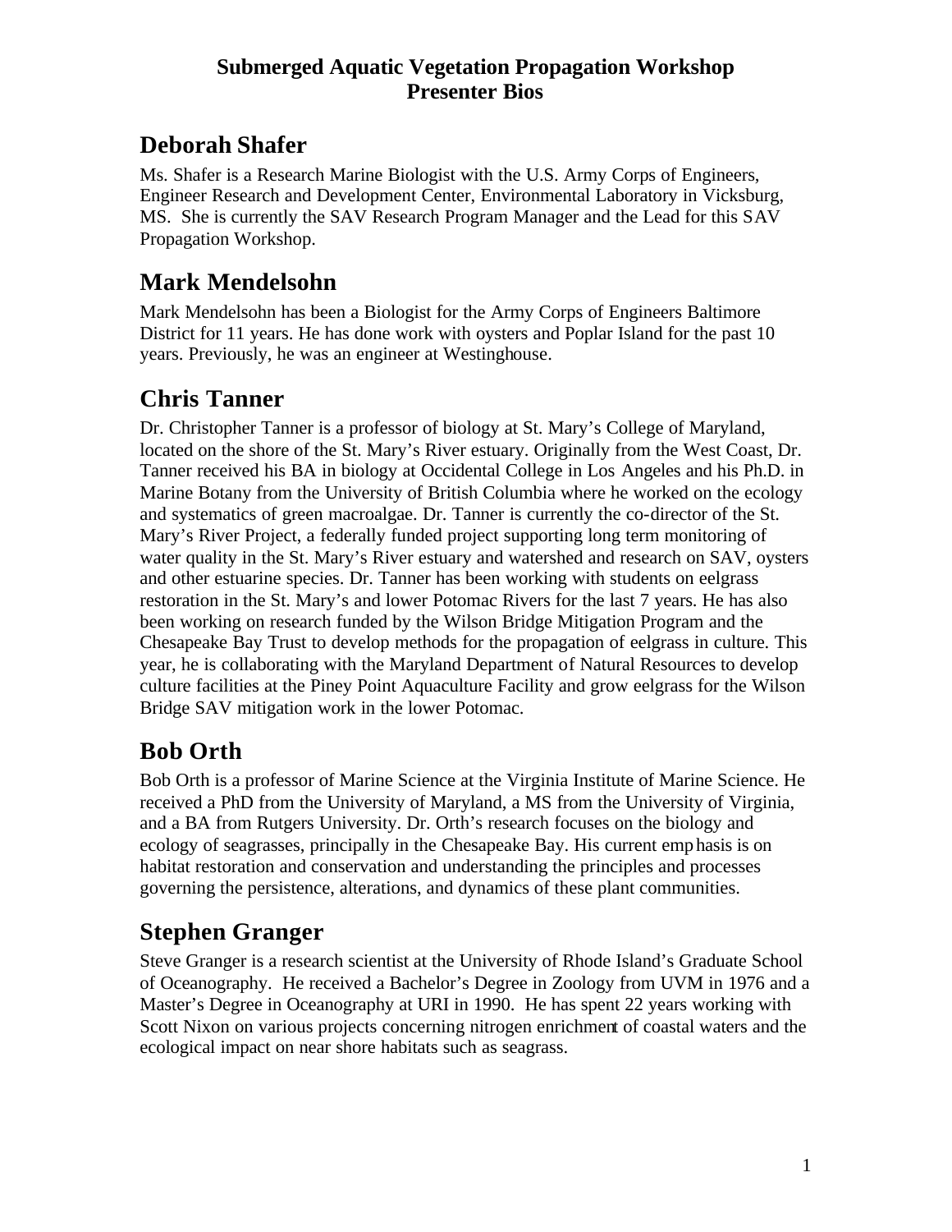# Submerged Aquatic Vegetation Propagation Workshop
# Presenter Bios

## Deborah Shafer

Ms. Shafer is a Research Marine Biologist with the U.S. Army Corps of Engineers, Engineer Research and Development Center, Environmental Laboratory in Vicksburg, MS. She is currently the SAV Research Program Manager and the Lead for this SAV Propagation Workshop.

## Mark Mendelsohn

Mark Mendelsohn has been a Biologist for the Army Corps of Engineers Baltimore District for 11 years. He has done work with oysters and Poplar Island for the past 10 years. Previously, he was an engineer at Westinghouse.

## Chris Tanner

Dr. Christopher Tanner is a professor of biology at St. Mary's College of Maryland, located on the shore of the St. Mary's River estuary. Originally from the West Coast, Dr. Tanner received his BA in biology at Occidental College in Los Angeles and his Ph.D. in Marine Botany from the University of British Columbia where he worked on the ecology and systematics of green macroalgae. Dr. Tanner is currently the co-director of the St. Mary's River Project, a federally funded project supporting long term monitoring of water quality in the St. Mary's River estuary and watershed and research on SAV, oysters and other estuarine species. Dr. Tanner has been working with students on eelgrass restoration in the St. Mary's and lower Potomac Rivers for the last 7 years. He has also been working on research funded by the Wilson Bridge Mitigation Program and the Chesapeake Bay Trust to develop methods for the propagation of eelgrass in culture. This year, he is collaborating with the Maryland Department of Natural Resources to develop culture facilities at the Piney Point Aquaculture Facility and grow eelgrass for the Wilson Bridge SAV mitigation work in the lower Potomac.

## Bob Orth

Bob Orth is a professor of Marine Science at the Virginia Institute of Marine Science. He received a PhD from the University of Maryland, a MS from the University of Virginia, and a BA from Rutgers University. Dr. Orth's research focuses on the biology and ecology of seagrasses, principally in the Chesapeake Bay. His current emphasis is on habitat restoration and conservation and understanding the principles and processes governing the persistence, alterations, and dynamics of these plant communities.

## Stephen Granger

Steve Granger is a research scientist at the University of Rhode Island's Graduate School of Oceanography. He received a Bachelor's Degree in Zoology from UVM in 1976 and a Master's Degree in Oceanography at URI in 1990. He has spent 22 years working with Scott Nixon on various projects concerning nitrogen enrichment of coastal waters and the ecological impact on near shore habitats such as seagrass.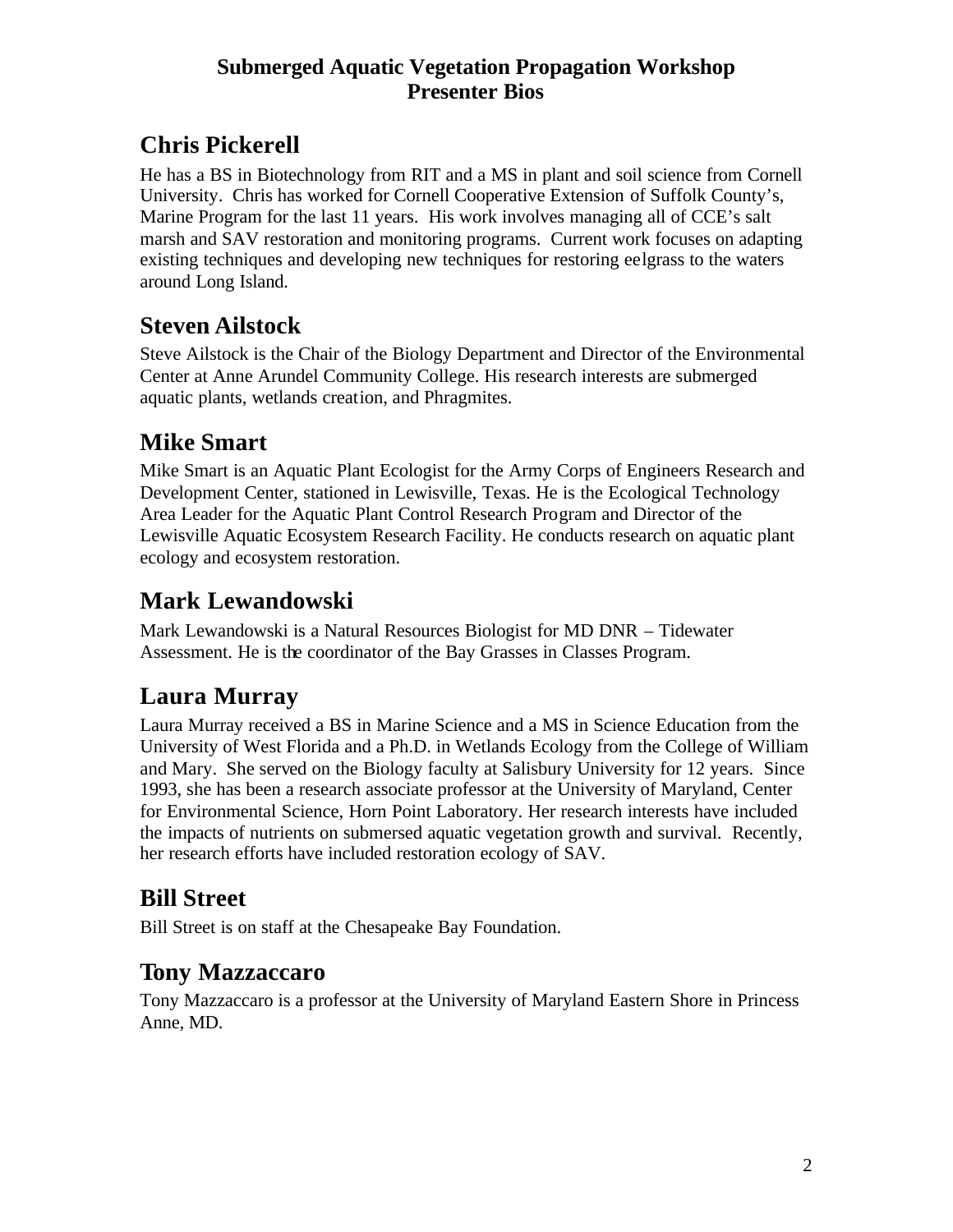# Submerged Aquatic Vegetation Propagation Workshop
# Presenter Bios

## Chris Pickerell

He has a BS in Biotechnology from RIT and a MS in plant and soil science from Cornell University. Chris has worked for Cornell Cooperative Extension of Suffolk County's, Marine Program for the last 11 years. His work involves managing all of CCE's salt marsh and SAV restoration and monitoring programs. Current work focuses on adapting existing techniques and developing new techniques for restoring eelgrass to the waters around Long Island.

## Steven Ailstock

Steve Ailstock is the Chair of the Biology Department and Director of the Environmental Center at Anne Arundel Community College. His research interests are submerged aquatic plants, wetlands creation, and Phragmites.

## Mike Smart

Mike Smart is an Aquatic Plant Ecologist for the Army Corps of Engineers Research and Development Center, stationed in Lewisville, Texas. He is the Ecological Technology Area Leader for the Aquatic Plant Control Research Program and Director of the Lewisville Aquatic Ecosystem Research Facility. He conducts research on aquatic plant ecology and ecosystem restoration.

## Mark Lewandowski

Mark Lewandowski is a Natural Resources Biologist for MD DNR – Tidewater Assessment. He is the coordinator of the Bay Grasses in Classes Program.

## Laura Murray

Laura Murray received a BS in Marine Science and a MS in Science Education from the University of West Florida and a Ph.D. in Wetlands Ecology from the College of William and Mary. She served on the Biology faculty at Salisbury University for 12 years. Since 1993, she has been a research associate professor at the University of Maryland, Center for Environmental Science, Horn Point Laboratory. Her research interests have included the impacts of nutrients on submersed aquatic vegetation growth and survival. Recently, her research efforts have included restoration ecology of SAV.

## Bill Street

Bill Street is on staff at the Chesapeake Bay Foundation.

## Tony Mazzaccaro

Tony Mazzaccaro is a professor at the University of Maryland Eastern Shore in Princess Anne, MD.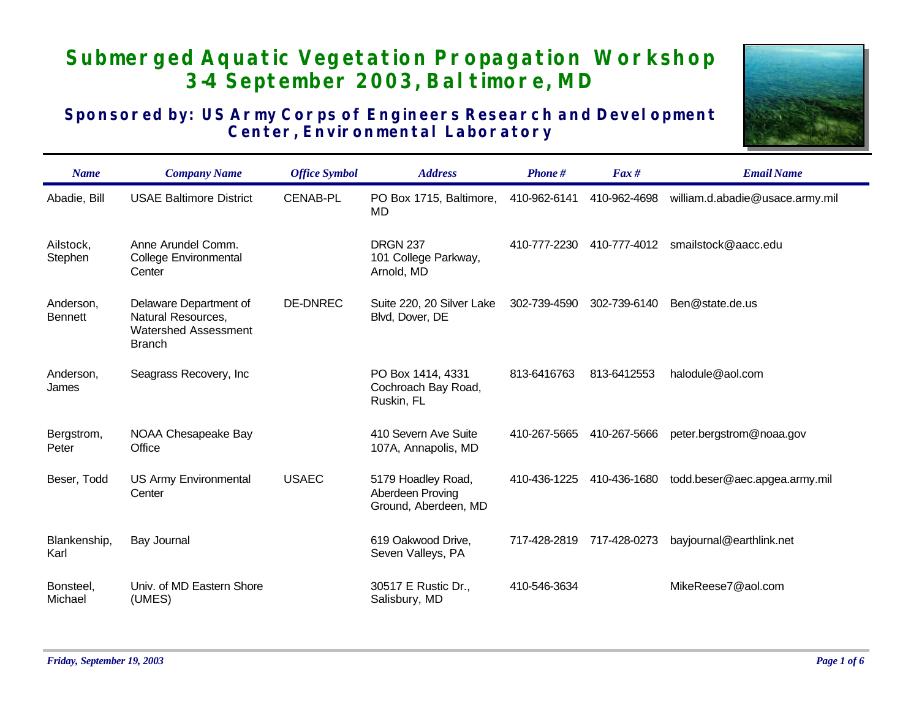# Submerged Aquatic Vegetation Propagation Workshop
# 3-4 September 2003, Baltimore, MD

## Sponsored by: US Army Corps of Engineers Research and Development Center, Environmental Laboratory

| Name | Company Name | Office Symbol | Address | Phone # | Fax # | Email Name |
|---|---|---|---|---|---|---|
| Abadie, Bill | USAE Baltimore District | CENAB-PL | PO Box 1715, Baltimore, MD | 410-962-6141 | 410-962-4698 | william.d.abadie@usace.army.mil |
| Ailstock, Stephen | Anne Arundel Comm. College Environmental Center | | DRGN 237 101 College Parkway, Arnold, MD | 410-777-2230 | 410-777-4012 | smailstock@aacc.edu |
| Anderson, Bennett | Delaware Department of Natural Resources, Watershed Assessment Branch | DE-DNREC | Suite 220, 20 Silver Lake Blvd, Dover, DE | 302-739-4590 | 302-739-6140 | Ben@state.de.us |
| Anderson, James | Seagrass Recovery, Inc | | PO Box 1414, 4331 Cochroach Bay Road, Ruskin, FL | 813-6416763 | 813-6412553 | halodule@aol.com |
| Bergstrom, Peter | NOAA Chesapeake Bay Office | | 410 Severn Ave Suite 107A, Annapolis, MD | 410-267-5665 | 410-267-5666 | peter.bergstrom@noaa.gov |
| Beser, Todd | US Army Environmental Center | USAEC | 5179 Hoadley Road, Aberdeen Proving Ground, Aberdeen, MD | 410-436-1225 | 410-436-1680 | todd.beser@aec.apgea.army.mil |
| Blankenship, Karl | Bay Journal | | 619 Oakwood Drive, Seven Valleys, PA | 717-428-2819 | 717-428-0273 | bayjournal@earthlink.net |
| Bonsteel, Michael | Univ. of MD Eastern Shore (UMES) | | 30517 E Rustic Dr., Salisbury, MD | 410-546-3634 | | MikeReese7@aol.com |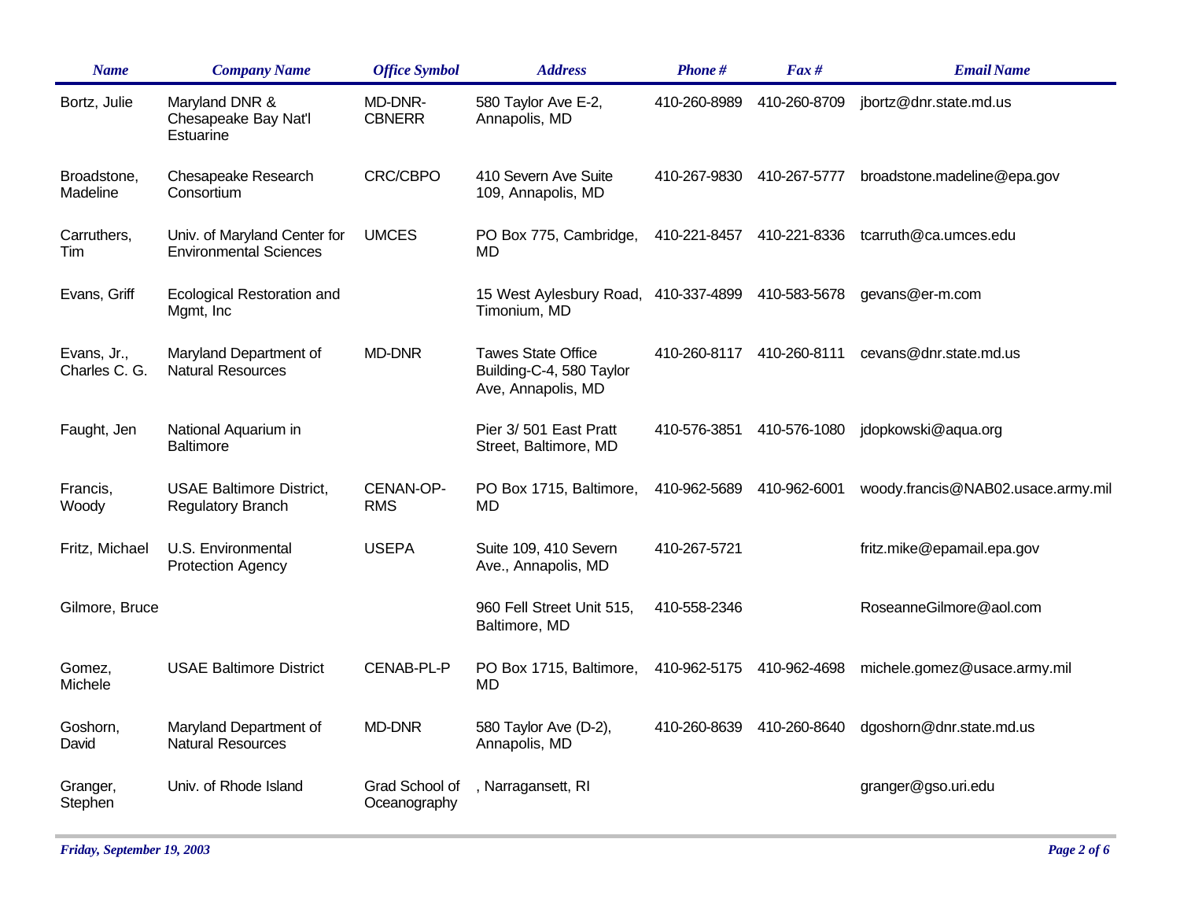| Name | Company Name | Office Symbol | Address | Phone # | Fax # | Email Name |
|---|---|---|---|---|---|---|
| Bortz, Julie | Maryland DNR & Chesapeake Bay Nat'l Estuarine | MD-DNR-CBNERR | 580 Taylor Ave E-2, Annapolis, MD | 410-260-8989 | 410-260-8709 | jbortz@dnr.state.md.us |
| Broadstone, Madeline | Chesapeake Research Consortium | CRC/CBPO | 410 Severn Ave Suite 109, Annapolis, MD | 410-267-9830 | 410-267-5777 | broadstone.madeline@epa.gov |
| Carruthers, Tim | Univ. of Maryland Center for Environmental Sciences | UMCES | PO Box 775, Cambridge, MD | 410-221-8457 | 410-221-8336 | tcarruth@ca.umces.edu |
| Evans, Griff | Ecological Restoration and Mgmt, Inc | | 15 West Aylesbury Road, Timonium, MD | 410-337-4899 | 410-583-5678 | gevans@er-m.com |
| Evans, Jr., Charles C. G. | Maryland Department of Natural Resources | MD-DNR | Tawes State Office Building-C-4, 580 Taylor Ave, Annapolis, MD | 410-260-8117 | 410-260-8111 | cevans@dnr.state.md.us |
| Faught, Jen | National Aquarium in Baltimore | | Pier 3/ 501 East Pratt Street, Baltimore, MD | 410-576-3851 | 410-576-1080 | jdopkowski@aqua.org |
| Francis, Woody | USAE Baltimore District, Regulatory Branch | CENAN-OP-RMS | PO Box 1715, Baltimore, MD | 410-962-5689 | 410-962-6001 | woody.francis@NAB02.usace.army.mil |
| Fritz, Michael | U.S. Environmental Protection Agency | USEPA | Suite 109, 410 Severn Ave., Annapolis, MD | 410-267-5721 | | fritz.mike@epamail.epa.gov |
| Gilmore, Bruce | | | 960 Fell Street Unit 515, Baltimore, MD | 410-558-2346 | | RoseanneGilmore@aol.com |
| Gomez, Michele | USAE Baltimore District | CENAB-PL-P | PO Box 1715, Baltimore, MD | 410-962-5175 | 410-962-4698 | michele.gomez@usace.army.mil |
| Goshorn, David | Maryland Department of Natural Resources | MD-DNR | 580 Taylor Ave (D-2), Annapolis, MD | 410-260-8639 | 410-260-8640 | dgoshorn@dnr.state.md.us |
| Granger, Stephen | Univ. of Rhode Island | Grad School of Oceanography | , Narragansett, RI | | | granger@gso.uri.edu |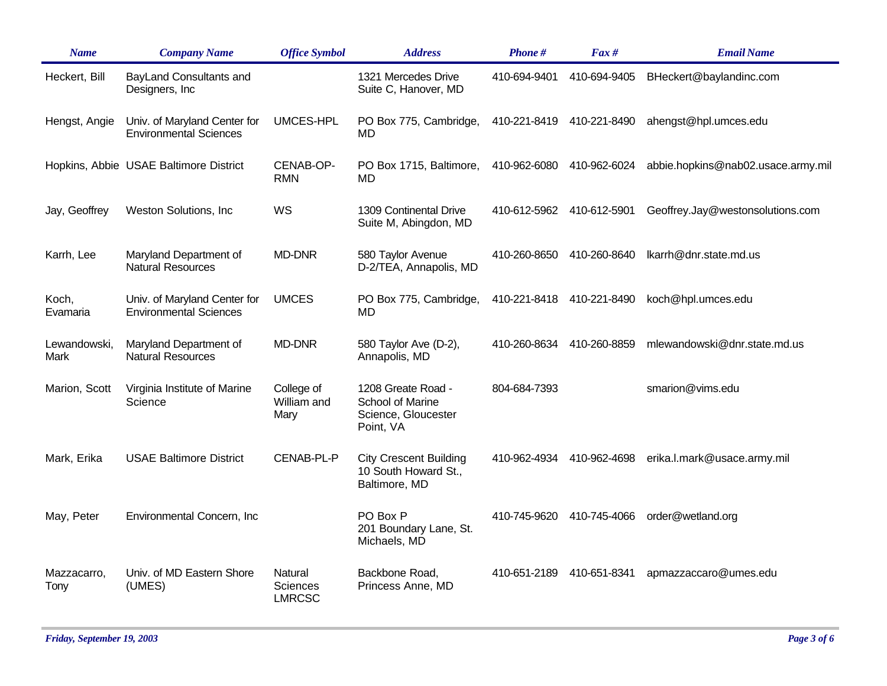| Name | Company Name | Office Symbol | Address | Phone # | Fax # | Email Name |
|---|---|---|---|---|---|---|
| Heckert, Bill | BayLand Consultants and Designers, Inc | | 1321 Mercedes Drive Suite C, Hanover, MD | 410-694-9401 | 410-694-9405 | BHeckert@baylandinc.com |
| Hengst, Angie | Univ. of Maryland Center for Environmental Sciences | UMCES-HPL | PO Box 775, Cambridge, MD | 410-221-8419 | 410-221-8490 | ahengst@hpl.umces.edu |
| Hopkins, Abbie | USAE Baltimore District | CENAB-OP-RMN | PO Box 1715, Baltimore, MD | 410-962-6080 | 410-962-6024 | abbie.hopkins@nab02.usace.army.mil |
| Jay, Geoffrey | Weston Solutions, Inc | WS | 1309 Continental Drive Suite M, Abingdon, MD | 410-612-5962 | 410-612-5901 | Geoffrey.Jay@westonsolutions.com |
| Karrh, Lee | Maryland Department of Natural Resources | MD-DNR | 580 Taylor Avenue D-2/TEA, Annapolis, MD | 410-260-8650 | 410-260-8640 | lkarrh@dnr.state.md.us |
| Koch, Evamaria | Univ. of Maryland Center for Environmental Sciences | UMCES | PO Box 775, Cambridge, MD | 410-221-8418 | 410-221-8490 | koch@hpl.umces.edu |
| Lewandowski, Mark | Maryland Department of Natural Resources | MD-DNR | 580 Taylor Ave (D-2), Annapolis, MD | 410-260-8634 | 410-260-8859 | mlewandowski@dnr.state.md.us |
| Marion, Scott | Virginia Institute of Marine Science | College of William and Mary | 1208 Greate Road - School of Marine Science, Gloucester Point, VA | 804-684-7393 | | smarion@vims.edu |
| Mark, Erika | USAE Baltimore District | CENAB-PL-P | City Crescent Building 10 South Howard St., Baltimore, MD | 410-962-4934 | 410-962-4698 | erika.l.mark@usace.army.mil |
| May, Peter | Environmental Concern, Inc | | PO Box P 201 Boundary Lane, St. Michaels, MD | 410-745-9620 | 410-745-4066 | order@wetland.org |
| Mazzacarro, Tony | Univ. of MD Eastern Shore (UMES) | Natural Sciences LMRCSC | Backbone Road, Princess Anne, MD | 410-651-2189 | 410-651-8341 | apmazzaccaro@umes.edu |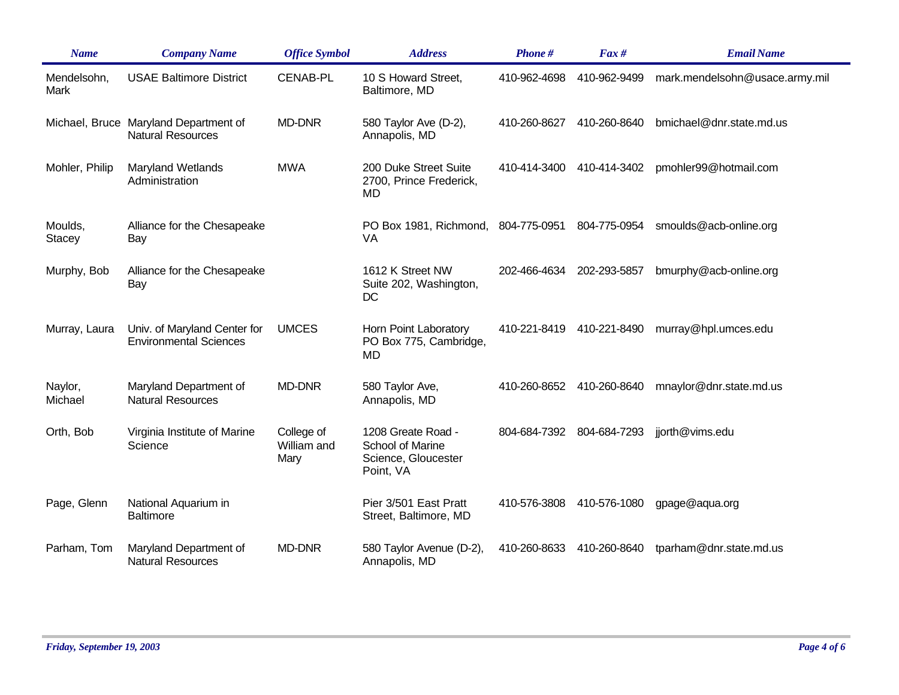| Name | Company Name | Office Symbol | Address | Phone # | Fax # | Email Name |
|---|---|---|---|---|---|---|
| Mendelsohn, Mark | USAE Baltimore District | CENAB-PL | 10 S Howard Street, Baltimore, MD | 410-962-4698 | 410-962-9499 | mark.mendelsohn@usace.army.mil |
| Michael, Bruce | Maryland Department of Natural Resources | MD-DNR | 580 Taylor Ave (D-2), Annapolis, MD | 410-260-8627 | 410-260-8640 | bmichael@dnr.state.md.us |
| Mohler, Philip | Maryland Wetlands Administration | MWA | 200 Duke Street Suite 2700, Prince Frederick, MD | 410-414-3400 | 410-414-3402 | pmohler99@hotmail.com |
| Moulds, Stacey | Alliance for the Chesapeake Bay | | PO Box 1981, Richmond, VA | 804-775-0951 | 804-775-0954 | smoulds@acb-online.org |
| Murphy, Bob | Alliance for the Chesapeake Bay | | 1612 K Street NW Suite 202, Washington, DC | 202-466-4634 | 202-293-5857 | bmurphy@acb-online.org |
| Murray, Laura | Univ. of Maryland Center for Environmental Sciences | UMCES | Horn Point Laboratory PO Box 775, Cambridge, MD | 410-221-8419 | 410-221-8490 | murray@hpl.umces.edu |
| Naylor, Michael | Maryland Department of Natural Resources | MD-DNR | 580 Taylor Ave, Annapolis, MD | 410-260-8652 | 410-260-8640 | mnaylor@dnr.state.md.us |
| Orth, Bob | Virginia Institute of Marine Science | College of William and Mary | 1208 Greate Road - School of Marine Science, Gloucester Point, VA | 804-684-7392 | 804-684-7293 | jjorth@vims.edu |
| Page, Glenn | National Aquarium in Baltimore | | Pier 3/501 East Pratt Street, Baltimore, MD | 410-576-3808 | 410-576-1080 | gpage@aqua.org |
| Parham, Tom | Maryland Department of Natural Resources | MD-DNR | 580 Taylor Avenue (D-2), Annapolis, MD | 410-260-8633 | 410-260-8640 | tparham@dnr.state.md.us |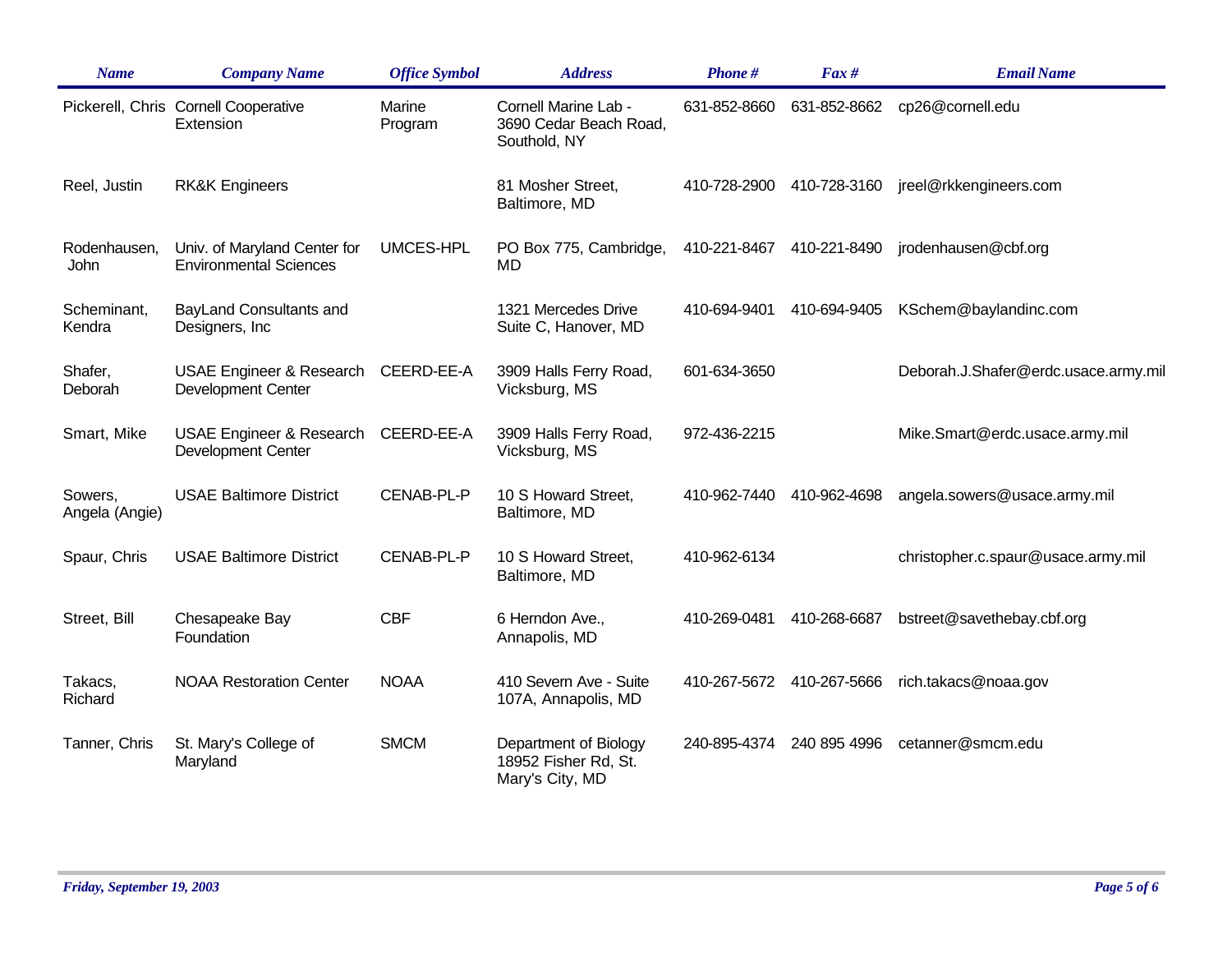| Name | Company Name | Office Symbol | Address | Phone # | Fax # | Email Name |
|---|---|---|---|---|---|---|
| Pickerell, Chris | Cornell Cooperative Extension | Marine Program | Cornell Marine Lab - 3690 Cedar Beach Road, Southold, NY | 631-852-8660 | 631-852-8662 | cp26@cornell.edu |
| Reel, Justin | RK&K Engineers | | 81 Mosher Street, Baltimore, MD | 410-728-2900 | 410-728-3160 | jreel@rkkengineers.com |
| Rodenhausen, John | Univ. of Maryland Center for Environmental Sciences | UMCES-HPL | PO Box 775, Cambridge, MD | 410-221-8467 | 410-221-8490 | jrodenhausen@cbf.org |
| Scheminant, Kendra | BayLand Consultants and Designers, Inc | | 1321 Mercedes Drive Suite C, Hanover, MD | 410-694-9401 | 410-694-9405 | KSchem@baylandinc.com |
| Shafer, Deborah | USAE Engineer & Research Development Center | CEERD-EE-A | 3909 Halls Ferry Road, Vicksburg, MS | 601-634-3650 | | Deborah.J.Shafer@erdc.usace.army.mil |
| Smart, Mike | USAE Engineer & Research Development Center | CEERD-EE-A | 3909 Halls Ferry Road, Vicksburg, MS | 972-436-2215 | | Mike.Smart@erdc.usace.army.mil |
| Sowers, Angela (Angie) | USAE Baltimore District | CENAB-PL-P | 10 S Howard Street, Baltimore, MD | 410-962-7440 | 410-962-4698 | angela.sowers@usace.army.mil |
| Spaur, Chris | USAE Baltimore District | CENAB-PL-P | 10 S Howard Street, Baltimore, MD | 410-962-6134 | | christopher.c.spaur@usace.army.mil |
| Street, Bill | Chesapeake Bay Foundation | CBF | 6 Herndon Ave., Annapolis, MD | 410-269-0481 | 410-268-6687 | bstreet@savethebay.cbf.org |
| Takacs, Richard | NOAA Restoration Center | NOAA | 410 Severn Ave - Suite 107A, Annapolis, MD | 410-267-5672 | 410-267-5666 | rich.takacs@noaa.gov |
| Tanner, Chris | St. Mary's College of Maryland | SMCM | Department of Biology 18952 Fisher Rd, St. Mary's City, MD | 240-895-4374 | 240 895 4996 | cetanner@smcm.edu |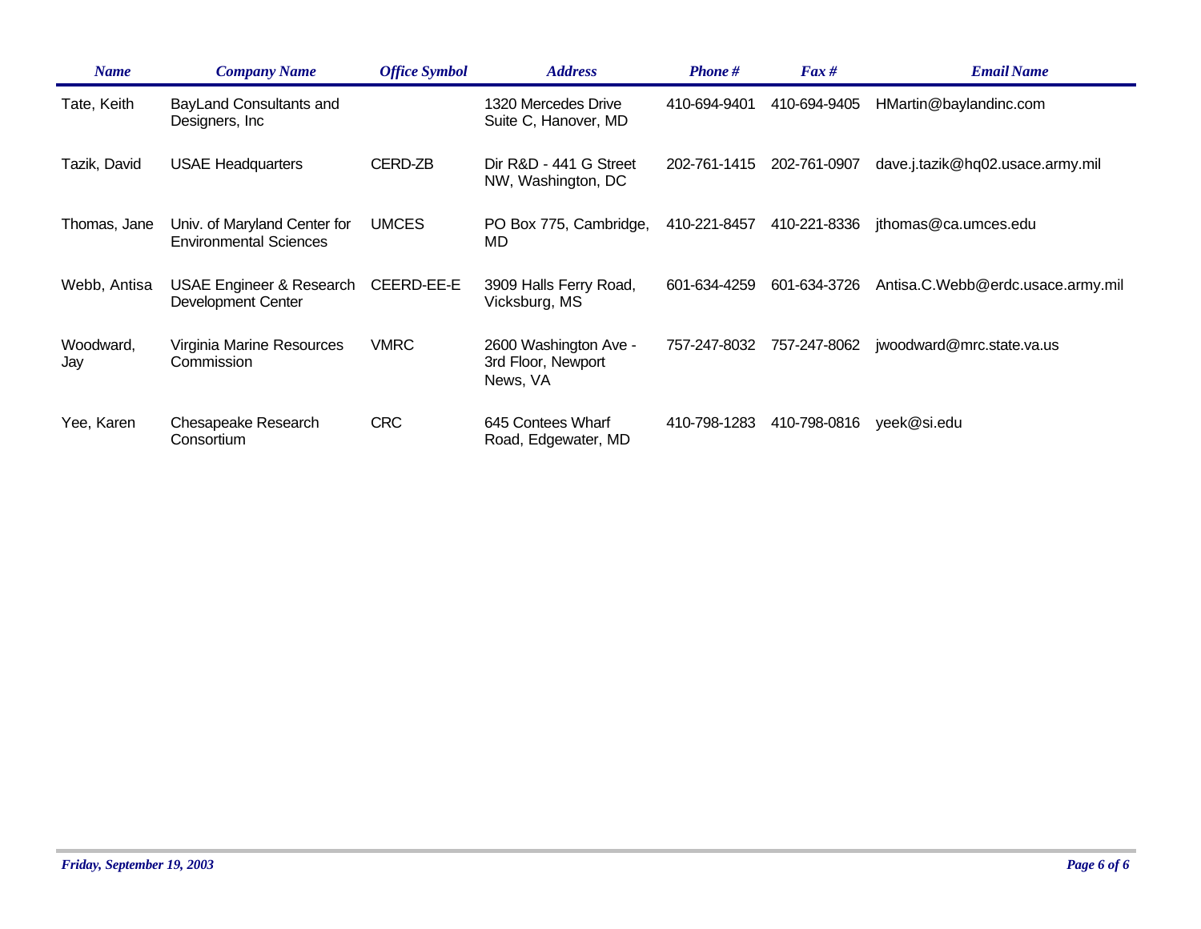| Name | Company Name | Office Symbol | Address | Phone # | Fax # | Email Name |
|---|---|---|---|---|---|---|
| Tate, Keith | BayLand Consultants and Designers, Inc | | 1320 Mercedes Drive Suite C, Hanover, MD | 410-694-9401 | 410-694-9405 | HMartin@baylandinc.com |
| Tazik, David | USAE Headquarters | CERD-ZB | Dir R&D - 441 G Street NW, Washington, DC | 202-761-1415 | 202-761-0907 | dave.j.tazik@hq02.usace.army.mil |
| Thomas, Jane | Univ. of Maryland Center for Environmental Sciences | UMCES | PO Box 775, Cambridge, MD | 410-221-8457 | 410-221-8336 | jthomas@ca.umces.edu |
| Webb, Antisa | USAE Engineer & Research Development Center | CEERD-EE-E | 3909 Halls Ferry Road, Vicksburg, MS | 601-634-4259 | 601-634-3726 | Antisa.C.Webb@erdc.usace.army.mil |
| Woodward, Jay | Virginia Marine Resources Commission | VMRC | 2600 Washington Ave - 3rd Floor, Newport News, VA | 757-247-8032 | 757-247-8062 | jwoodward@mrc.state.va.us |
| Yee, Karen | Chesapeake Research Consortium | CRC | 645 Contees Wharf Road, Edgewater, MD | 410-798-1283 | 410-798-0816 | yeek@si.edu |

*Friday, September 19, 2003*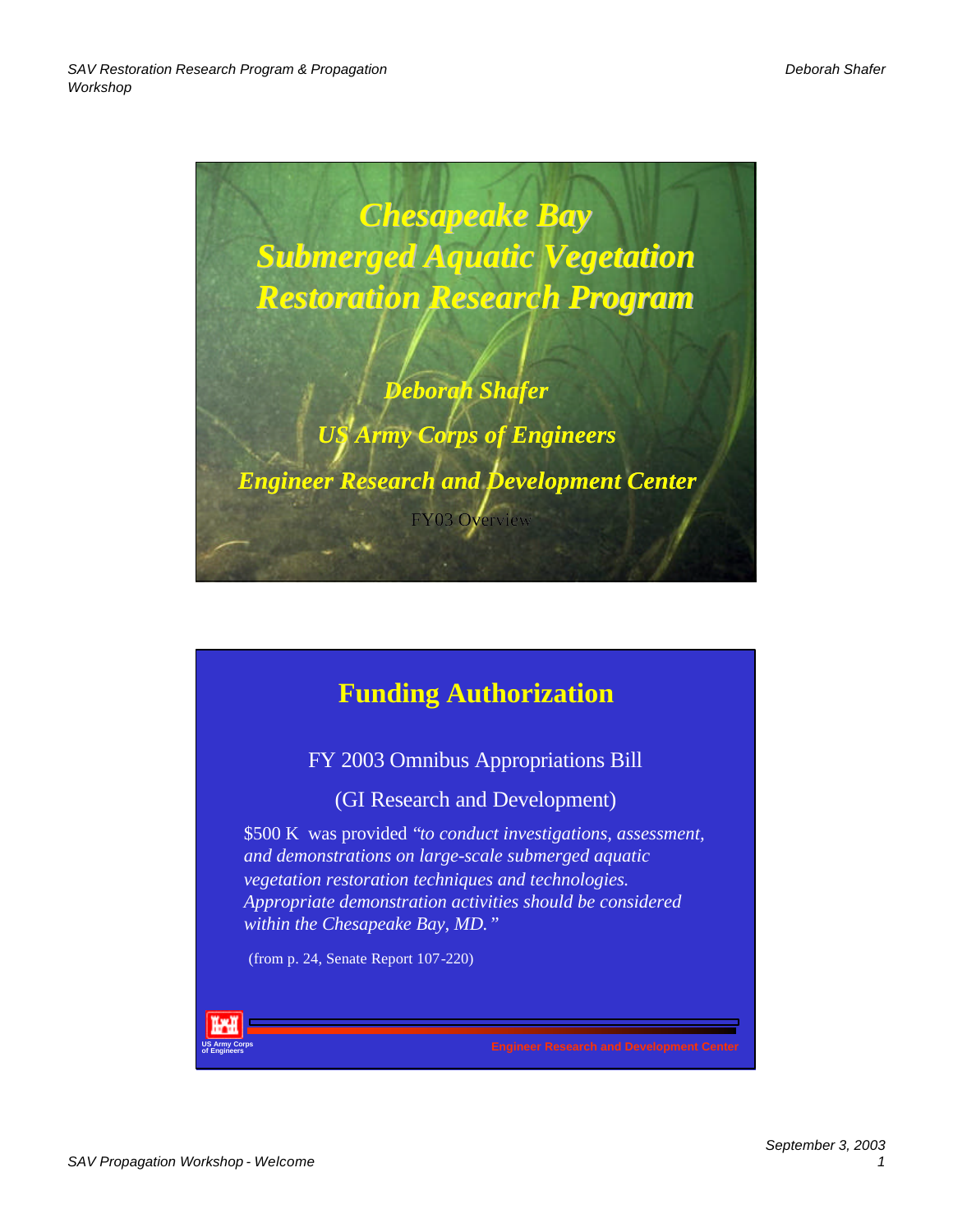# Chesapeake Bay Submerged Aquatic Vegetation Restoration Research Program

*Deborah Shafer*

*US Army Corps of Engineers*

*Engineer Research and Development Center*

FY03 Overview

## Funding Authorization

FY 2003 Omnibus Appropriations Bill

(GI Research and Development)

$500 K was provided *"to conduct investigations, assessment, and demonstrations on large-scale submerged aquatic vegetation restoration techniques and technologies. Appropriate demonstration activities should be considered within the Chesapeake Bay, MD."*

(from p. 24, Senate Report 107-220)

US Army Corps of Engineers

Engineer Research and Development Center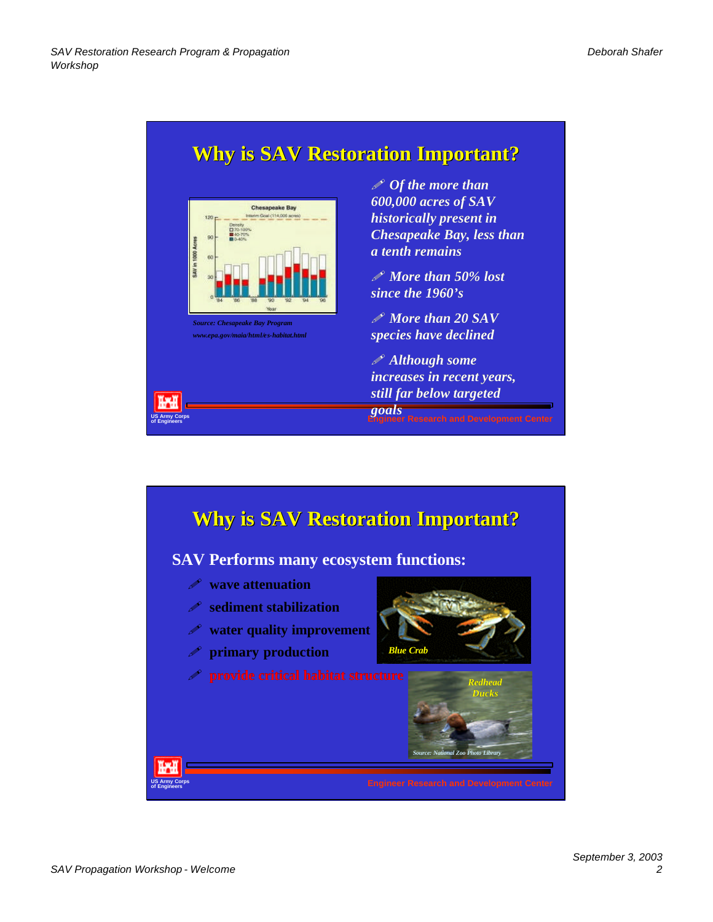## Why is SAV Restoration Important?

Source: Chesapeake Bay Program
www.epa.gov/maia/html/es-habitat.html

- *Of the more than 600,000 acres of SAV historically present in Chesapeake Bay, less than a tenth remains*
- *More than 50% lost since the 1960's*
- *More than 20 SAV species have declined*
- *Although some increases in recent years, still far below targeted goals*

US Army Corps of Engineers

Engineer Research and Development Center

## Why is SAV Restoration Important?

**SAV Performs many ecosystem functions:**

- **wave attenuation**
- **sediment stabilization**
- **water quality improvement**
- **primary production**
- **provide critical habitat structure**

Blue Crab

Redhead Ducks

Source: National Zoo Photo Library

US Army Corps of Engineers

Engineer Research and Development Center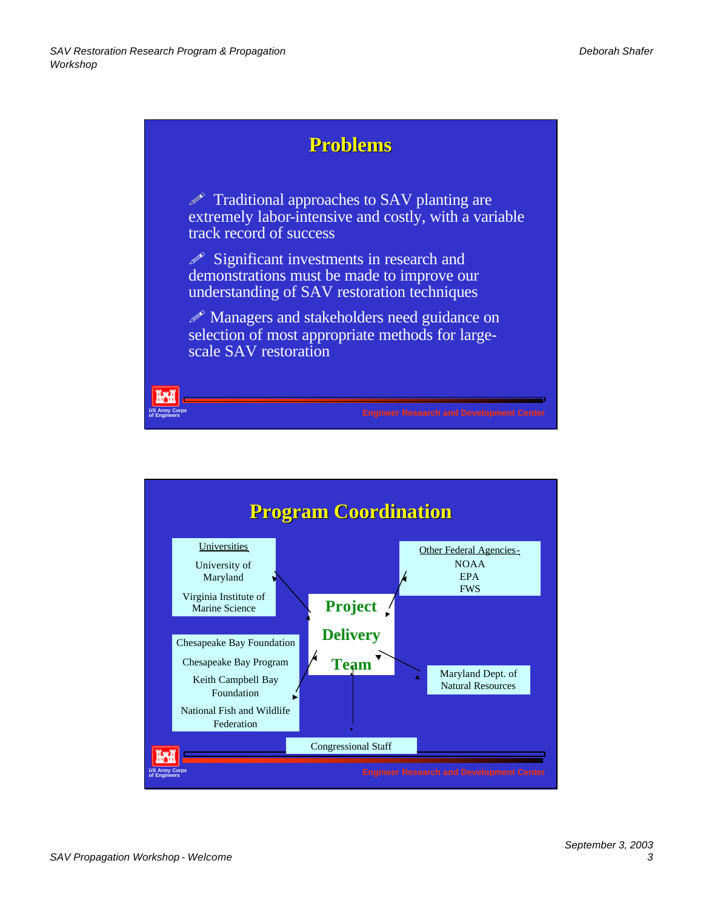## Problems

- Traditional approaches to SAV planting are extremely labor-intensive and costly, with a variable track record of success
- Significant investments in research and demonstrations must be made to improve our understanding of SAV restoration techniques
- Managers and stakeholders need guidance on selection of most appropriate methods for large-scale SAV restoration

US Army Corps of Engineers

Engineer Research and Development Center

## Program Coordination

**Project Delivery Team**

Universities
- University of Maryland
- Virginia Institute of Marine Science

Other Federal Agencies-
- NOAA
- EPA
- FWS

- Chesapeake Bay Foundation
- Chesapeake Bay Program
- Keith Campbell Bay Foundation
- National Fish and Wildlife Federation

Maryland Dept. of Natural Resources

Congressional Staff

US Army Corps of Engineers

Engineer Research and Development Center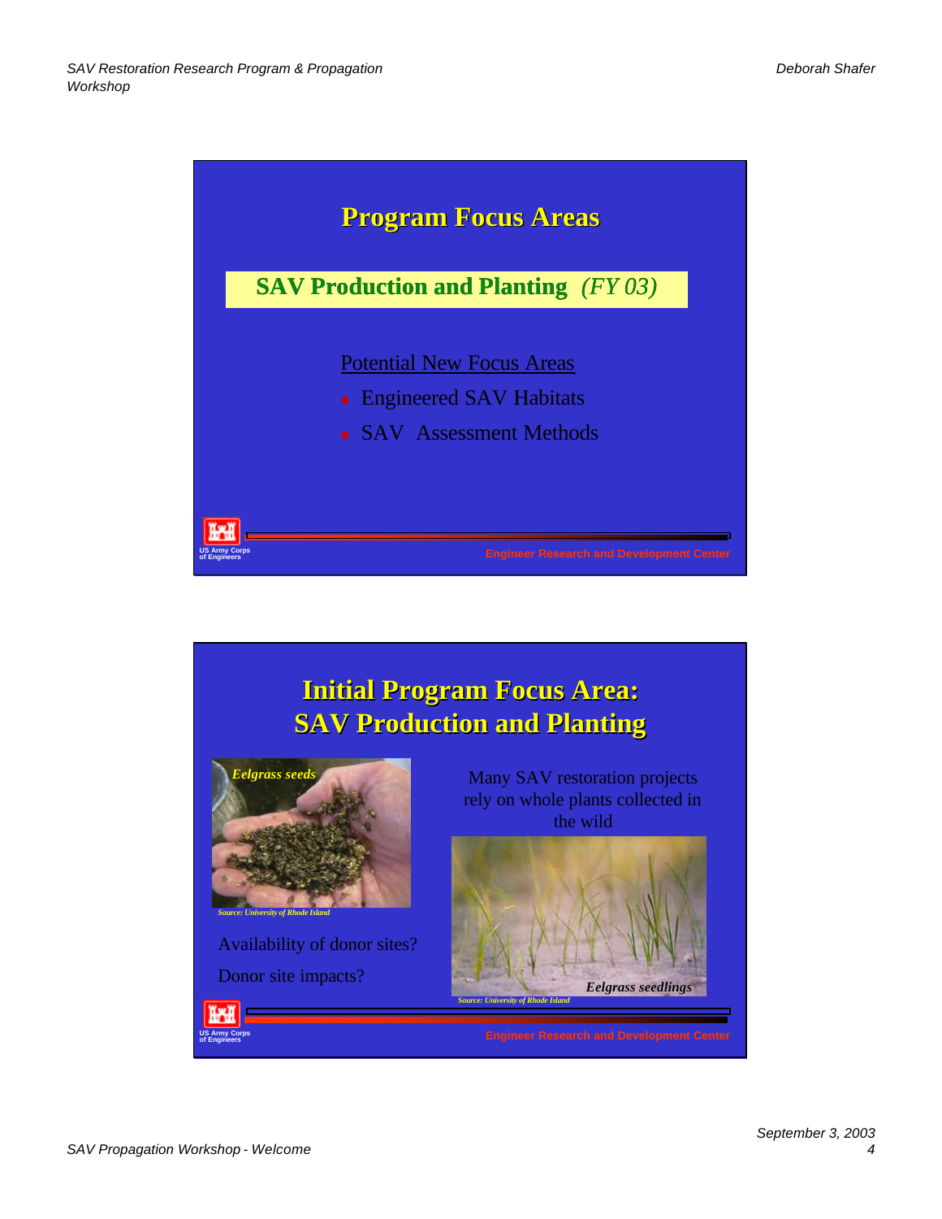## Program Focus Areas

**SAV Production and Planting** *(FY 03)*

Potential New Focus Areas

- Engineered SAV Habitats
- SAV Assessment Methods

US Army Corps of Engineers

Engineer Research and Development Center

## Initial Program Focus Area: SAV Production and Planting

*Eelgrass seeds*

*Source: University of Rhode Island*

Availability of donor sites?

Donor site impacts?

Many SAV restoration projects rely on whole plants collected in the wild

*Eelgrass seedlings*

*Source: University of Rhode Island*

US Army Corps of Engineers

Engineer Research and Development Center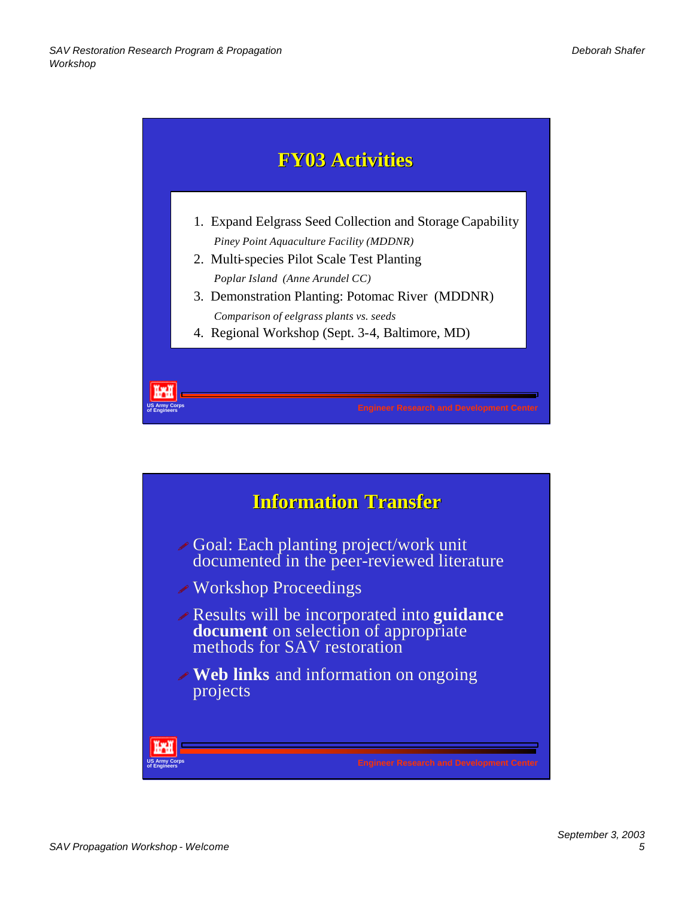## FY03 Activities

1. Expand Eelgrass Seed Collection and Storage Capability
   *Piney Point Aquaculture Facility (MDDNR)*
2. Multi-species Pilot Scale Test Planting
   *Poplar Island (Anne Arundel CC)*
3. Demonstration Planting: Potomac River (MDDNR)
   *Comparison of eelgrass plants vs. seeds*
4. Regional Workshop (Sept. 3-4, Baltimore, MD)

US Army Corps of Engineers

Engineer Research and Development Center

## Information Transfer

- Goal: Each planting project/work unit documented in the peer-reviewed literature
- Workshop Proceedings
- Results will be incorporated into **guidance document** on selection of appropriate methods for SAV restoration
- **Web links** and information on ongoing projects

US Army Corps of Engineers

Engineer Research and Development Center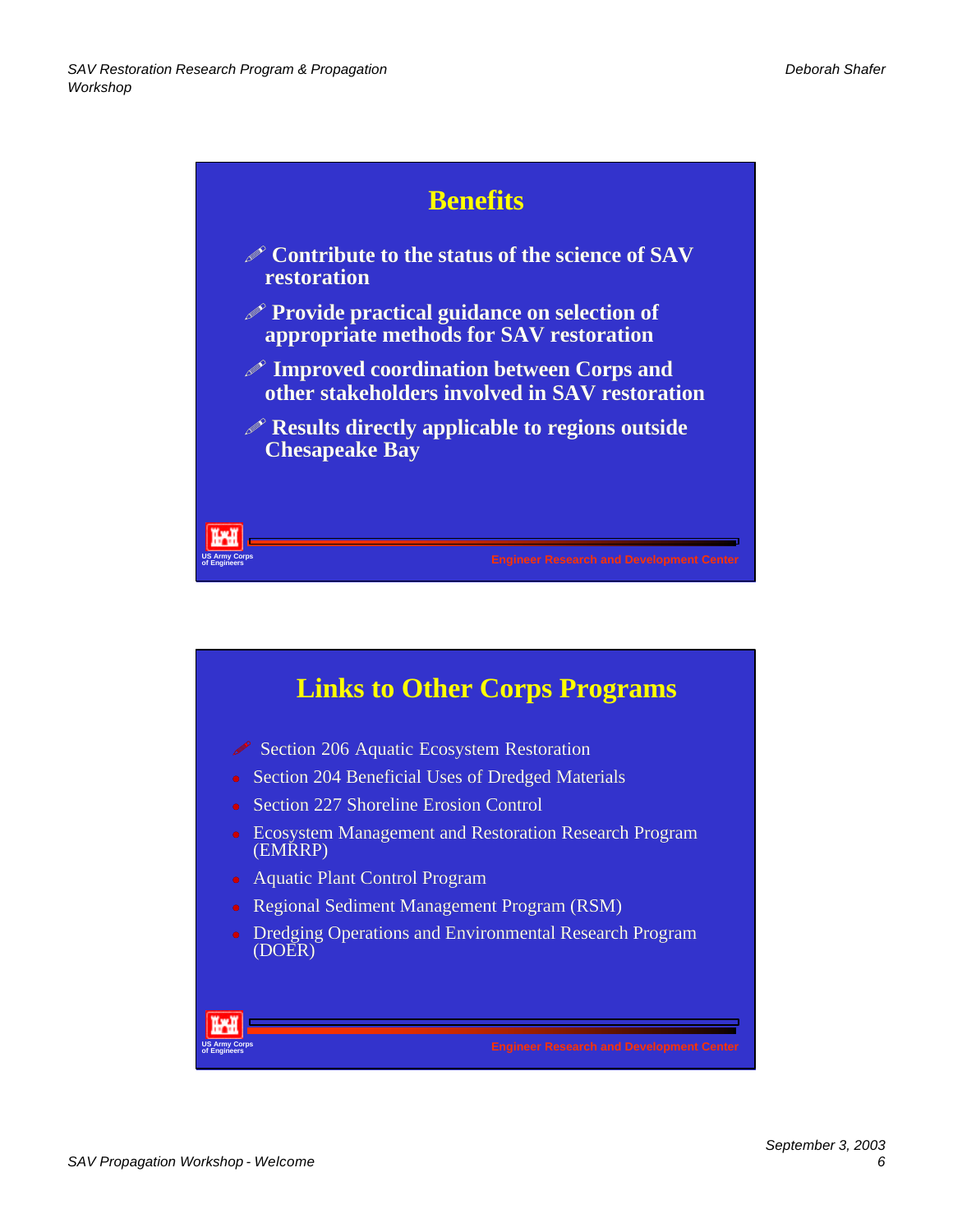## Benefits

- Contribute to the status of the science of SAV restoration
- Provide practical guidance on selection of appropriate methods for SAV restoration
- Improved coordination between Corps and other stakeholders involved in SAV restoration
- Results directly applicable to regions outside Chesapeake Bay

US Army Corps of Engineers

Engineer Research and Development Center

## Links to Other Corps Programs

- Section 206 Aquatic Ecosystem Restoration
- Section 204 Beneficial Uses of Dredged Materials
- Section 227 Shoreline Erosion Control
- Ecosystem Management and Restoration Research Program (EMRRP)
- Aquatic Plant Control Program
- Regional Sediment Management Program (RSM)
- Dredging Operations and Environmental Research Program (DOER)

US Army Corps of Engineers

Engineer Research and Development Center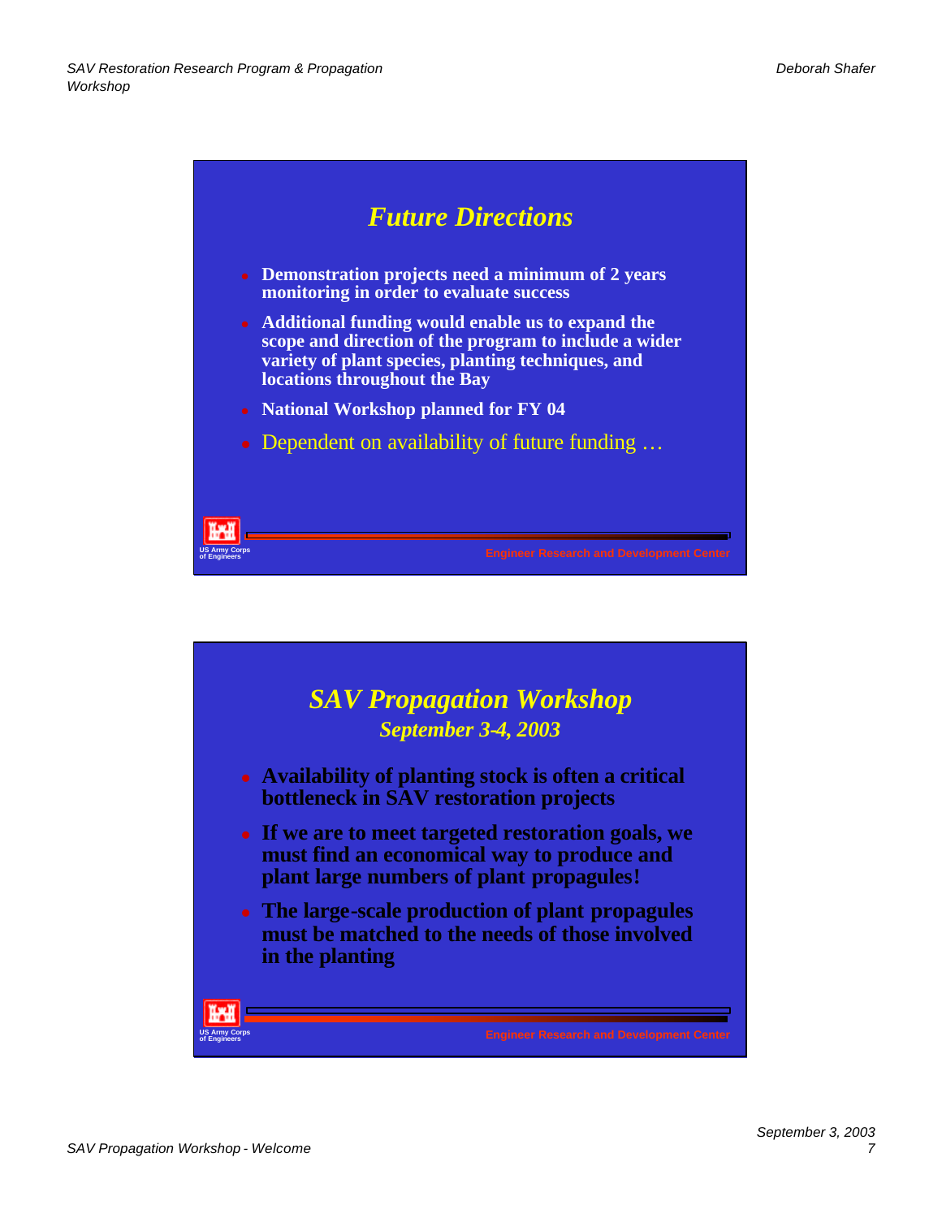## Future Directions

- **Demonstration projects need a minimum of 2 years monitoring in order to evaluate success**
- **Additional funding would enable us to expand the scope and direction of the program to include a wider variety of plant species, planting techniques, and locations throughout the Bay**
- **National Workshop planned for FY 04**
- Dependent on availability of future funding …

US Army Corps of Engineers

Engineer Research and Development Center

## SAV Propagation Workshop

### *September 3-4, 2003*

- **Availability of planting stock is often a critical bottleneck in SAV restoration projects**
- **If we are to meet targeted restoration goals, we must find an economical way to produce and plant large numbers of plant propagules!**
- **The large-scale production of plant propagules must be matched to the needs of those involved in the planting**

US Army Corps of Engineers

Engineer Research and Development Center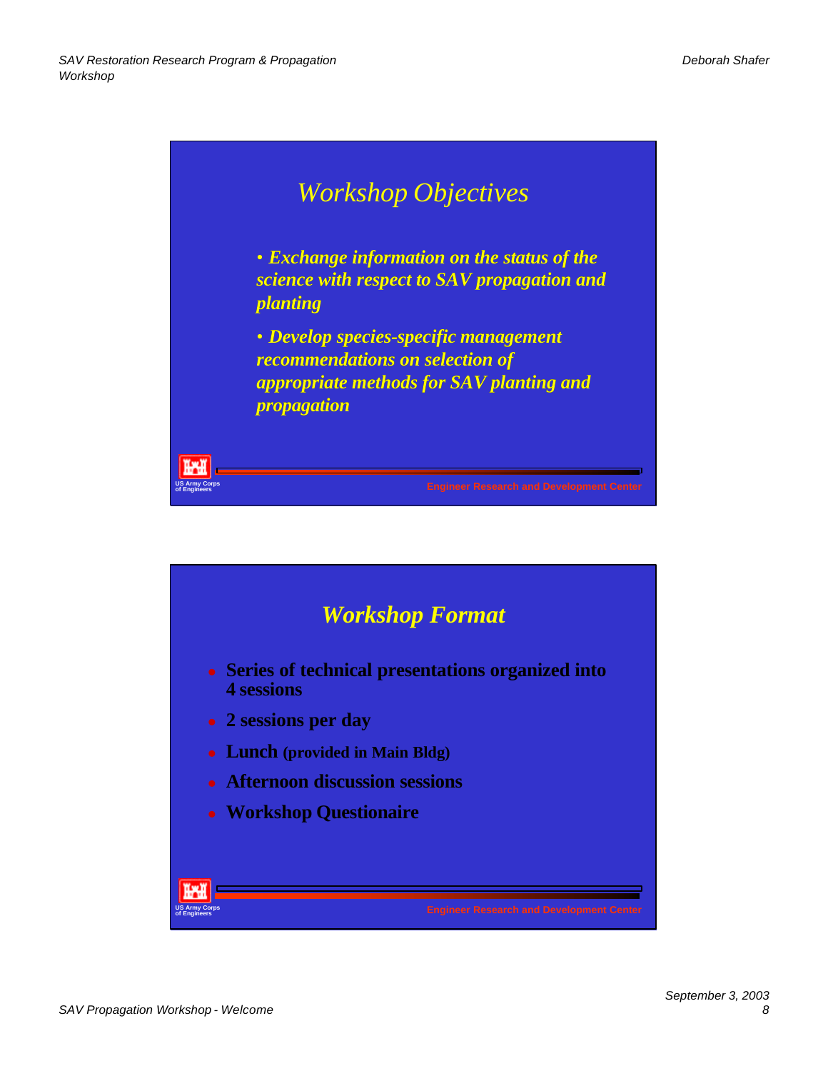## Workshop Objectives

- *Exchange information on the status of the science with respect to SAV propagation and planting*
- *Develop species-specific management recommendations on selection of appropriate methods for SAV planting and propagation*

US Army Corps of Engineers

Engineer Research and Development Center

## Workshop Format

- **Series of technical presentations organized into 4 sessions**
- **2 sessions per day**
- **Lunch (provided in Main Bldg)**
- **Afternoon discussion sessions**
- **Workshop Questionaire**

US Army Corps of Engineers

Engineer Research and Development Center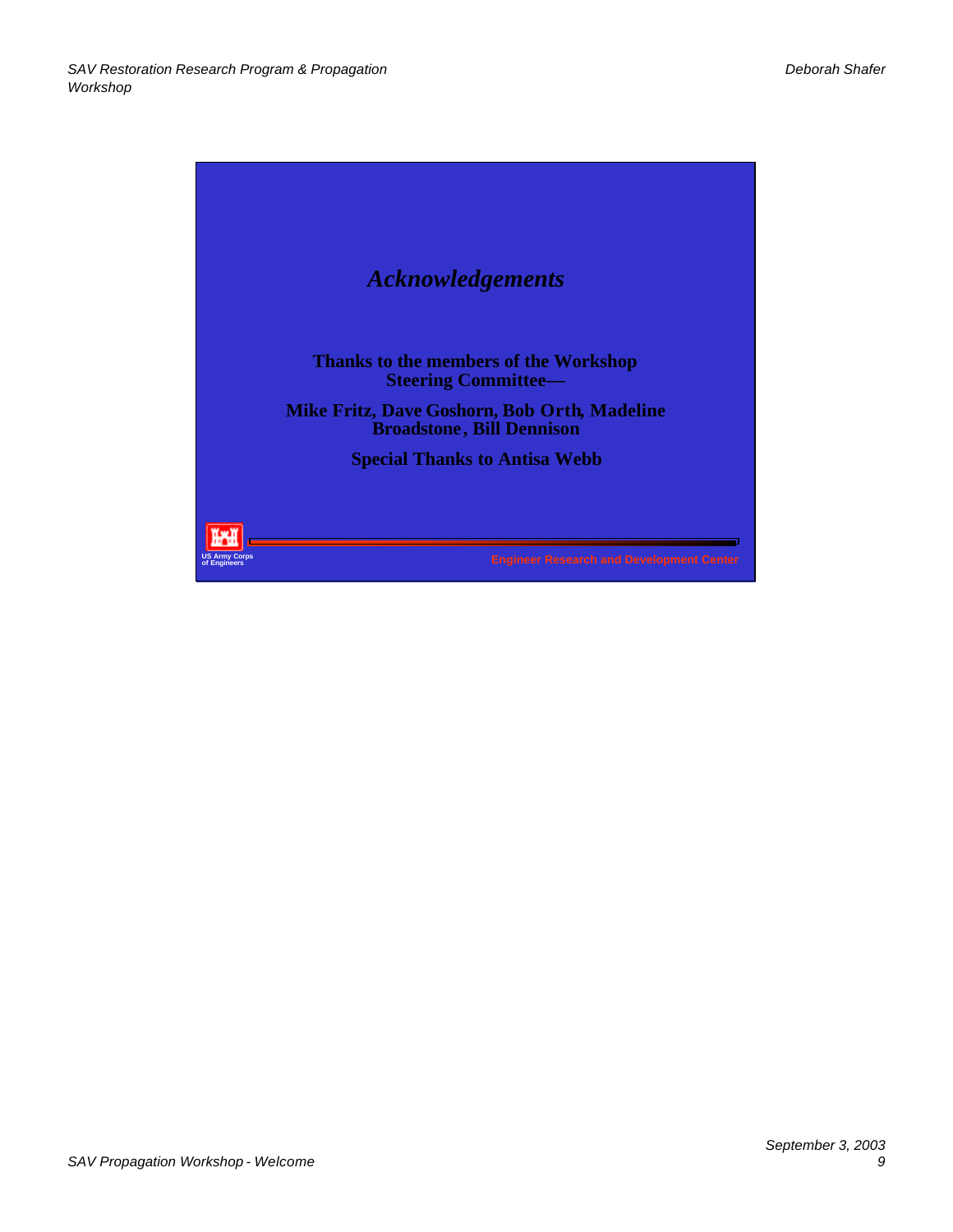# *Acknowledgements*

**Thanks to the members of the Workshop Steering Committee—**

**Mike Fritz, Dave Goshorn, Bob Orth, Madeline Broadstone, Bill Dennison**

**Special Thanks to Antisa Webb**

US Army Corps of Engineers

Engineer Research and Development Center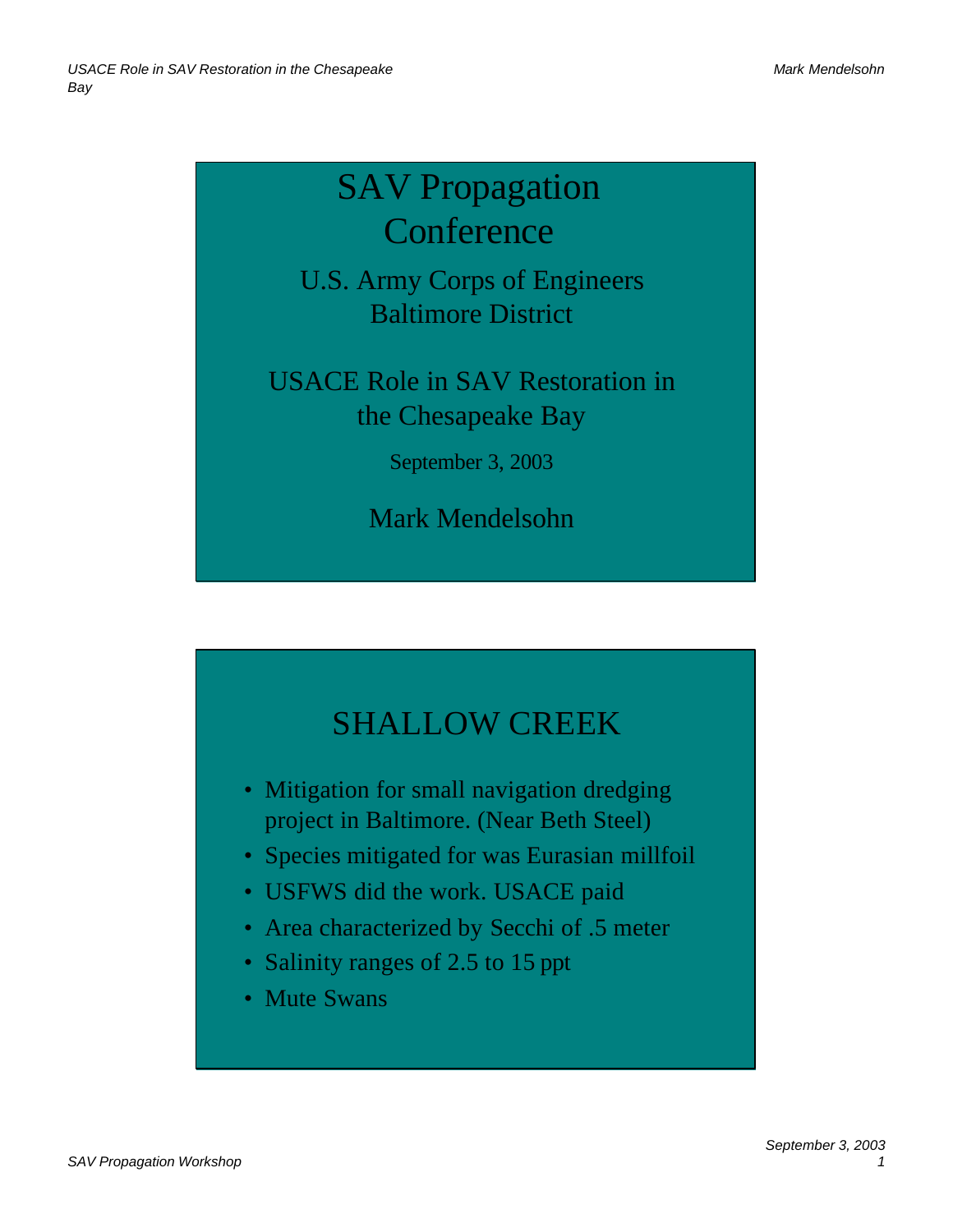# SAV Propagation Conference

U.S. Army Corps of Engineers
Baltimore District

USACE Role in SAV Restoration in the Chesapeake Bay

September 3, 2003

Mark Mendelsohn

## SHALLOW CREEK

- Mitigation for small navigation dredging project in Baltimore. (Near Beth Steel)
- Species mitigated for was Eurasian millfoil
- USFWS did the work. USACE paid
- Area characterized by Secchi of .5 meter
- Salinity ranges of 2.5 to 15 ppt
- Mute Swans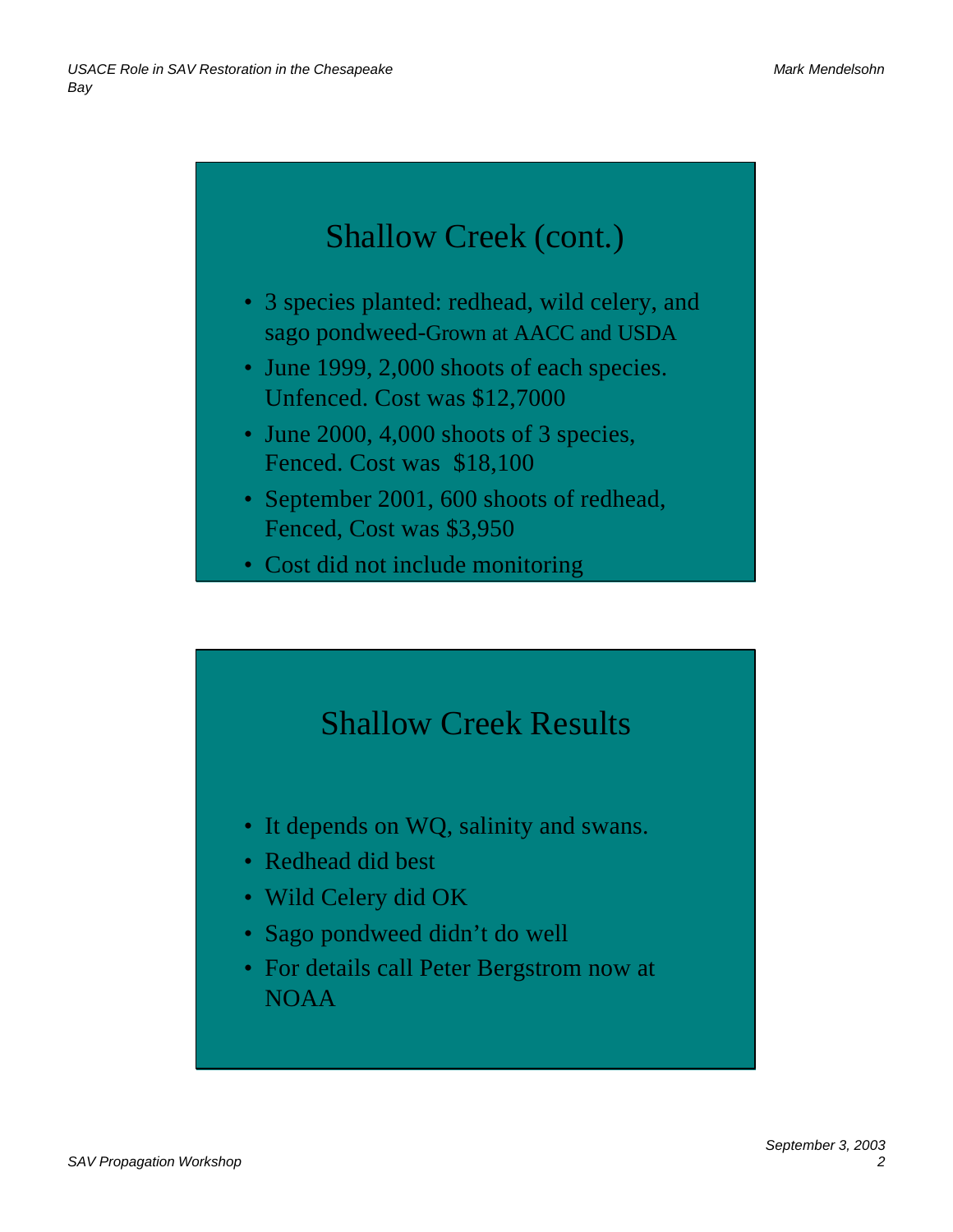## Shallow Creek (cont.)

- 3 species planted: redhead, wild celery, and sago pondweed-Grown at AACC and USDA
- June 1999, 2,000 shoots of each species. Unfenced. Cost was $12,7000
- June 2000, 4,000 shoots of 3 species, Fenced. Cost was $18,100
- September 2001, 600 shoots of redhead, Fenced, Cost was $3,950
- Cost did not include monitoring

## Shallow Creek Results

- It depends on WQ, salinity and swans.
- Redhead did best
- Wild Celery did OK
- Sago pondweed didn't do well
- For details call Peter Bergstrom now at NOAA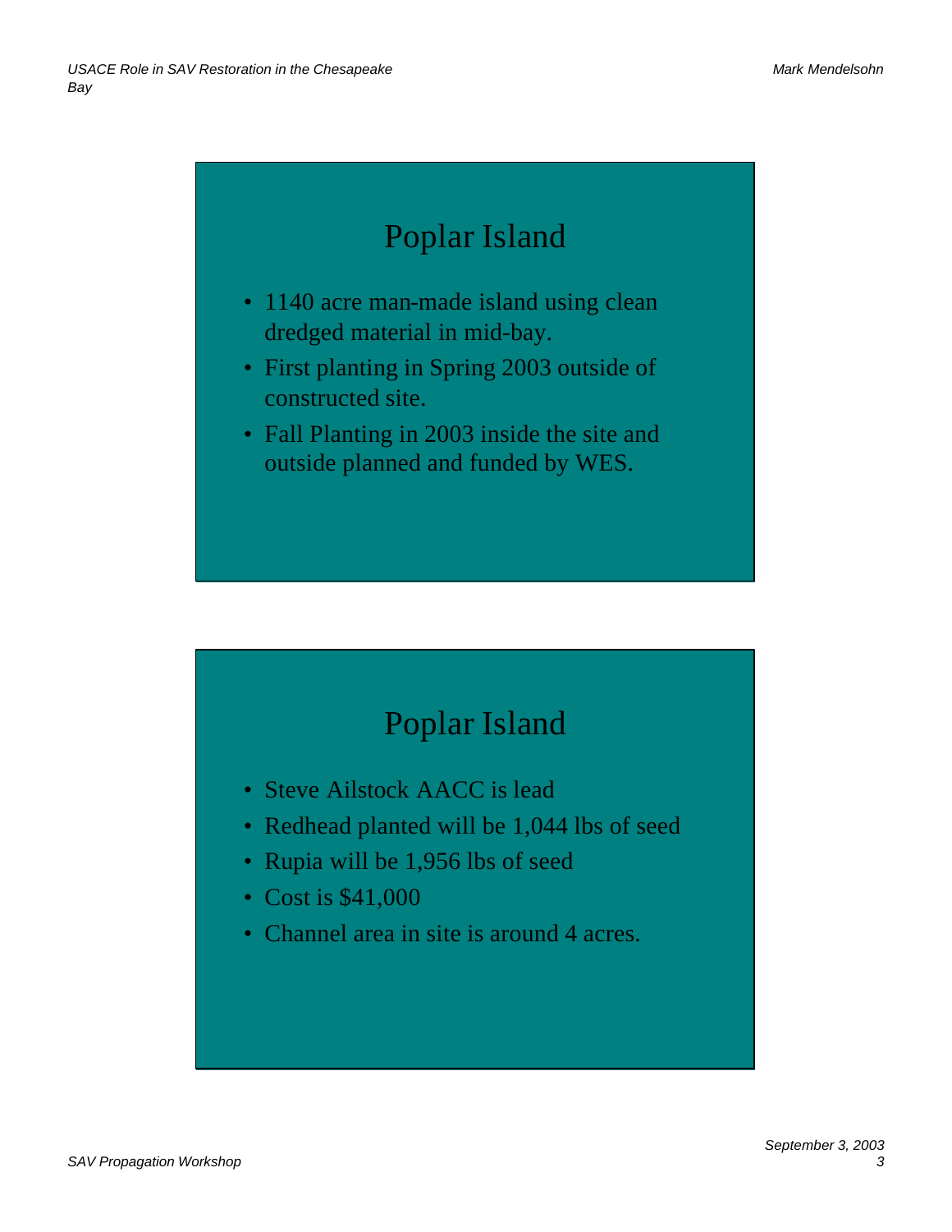## Poplar Island

- 1140 acre man-made island using clean dredged material in mid-bay.
- First planting in Spring 2003 outside of constructed site.
- Fall Planting in 2003 inside the site and outside planned and funded by WES.

## Poplar Island

- Steve Ailstock AACC is lead
- Redhead planted will be 1,044 lbs of seed
- Rupia will be 1,956 lbs of seed
- Cost is $41,000
- Channel area in site is around 4 acres.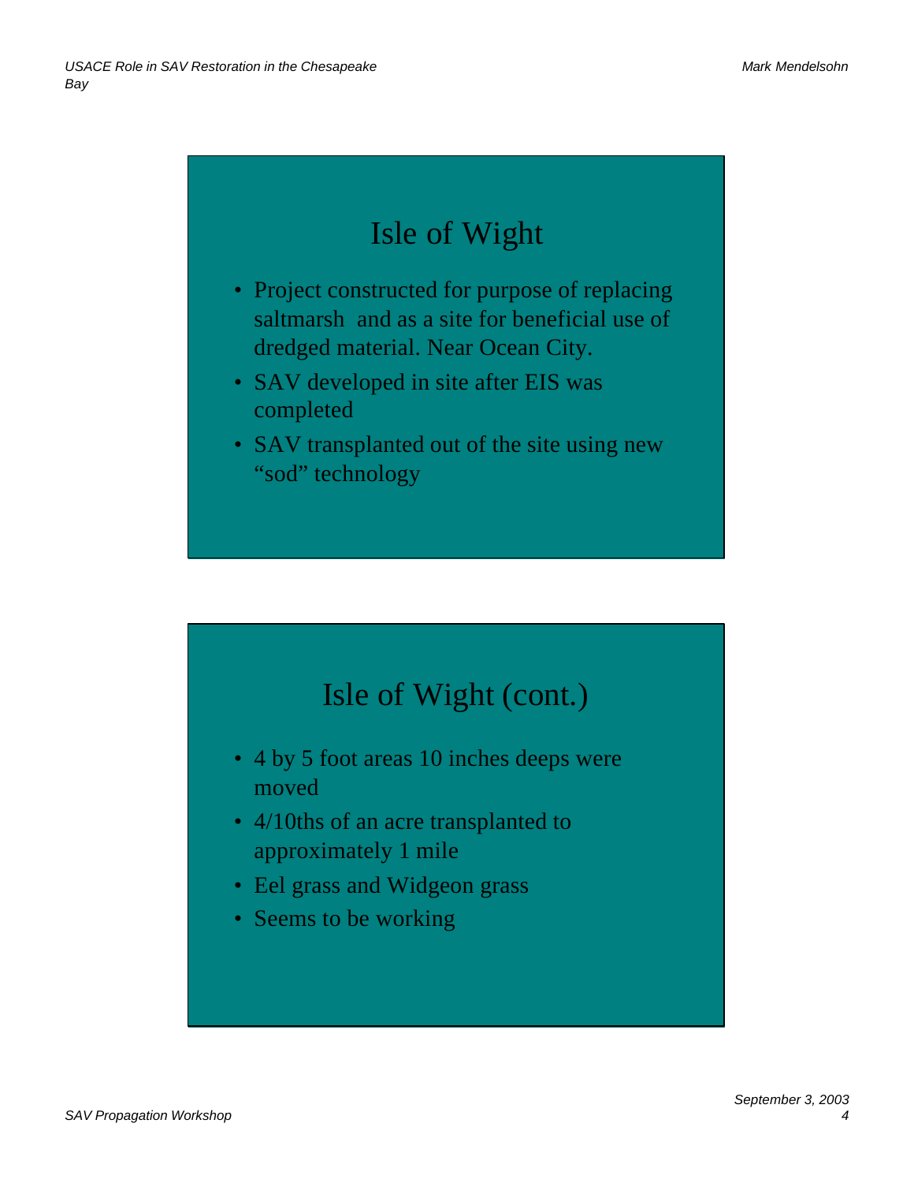## Isle of Wight

- Project constructed for purpose of replacing saltmarsh and as a site for beneficial use of dredged material. Near Ocean City.
- SAV developed in site after EIS was completed
- SAV transplanted out of the site using new "sod" technology

## Isle of Wight (cont.)

- 4 by 5 foot areas 10 inches deeps were moved
- 4/10ths of an acre transplanted to approximately 1 mile
- Eel grass and Widgeon grass
- Seems to be working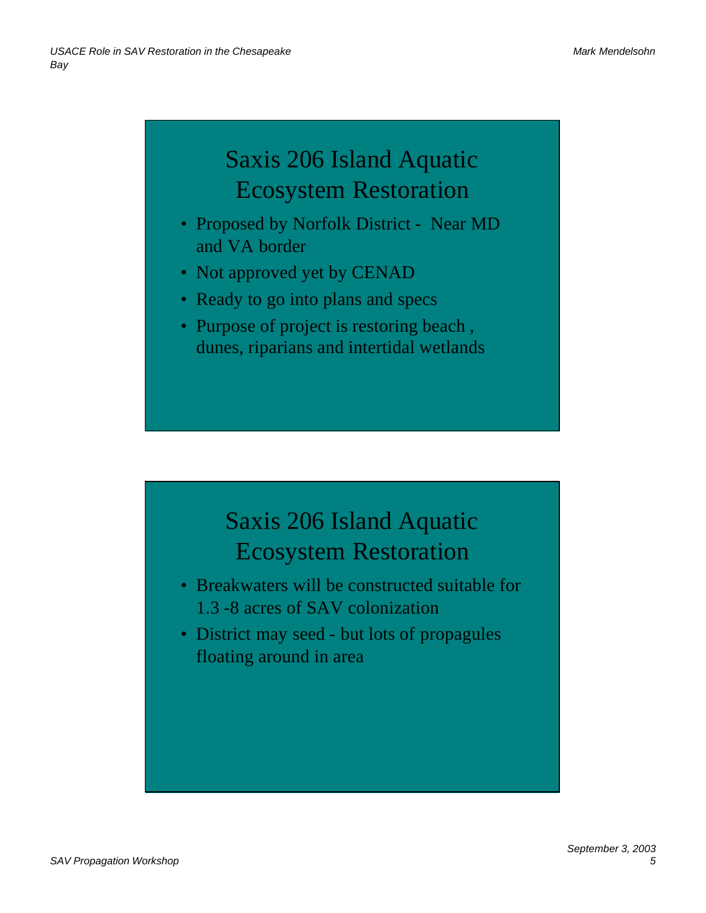## Saxis 206 Island Aquatic Ecosystem Restoration

- Proposed by Norfolk District - Near MD and VA border
- Not approved yet by CENAD
- Ready to go into plans and specs
- Purpose of project is restoring beach , dunes, riparians and intertidal wetlands

## Saxis 206 Island Aquatic Ecosystem Restoration

- Breakwaters will be constructed suitable for 1.3 -8 acres of SAV colonization
- District may seed - but lots of propagules floating around in area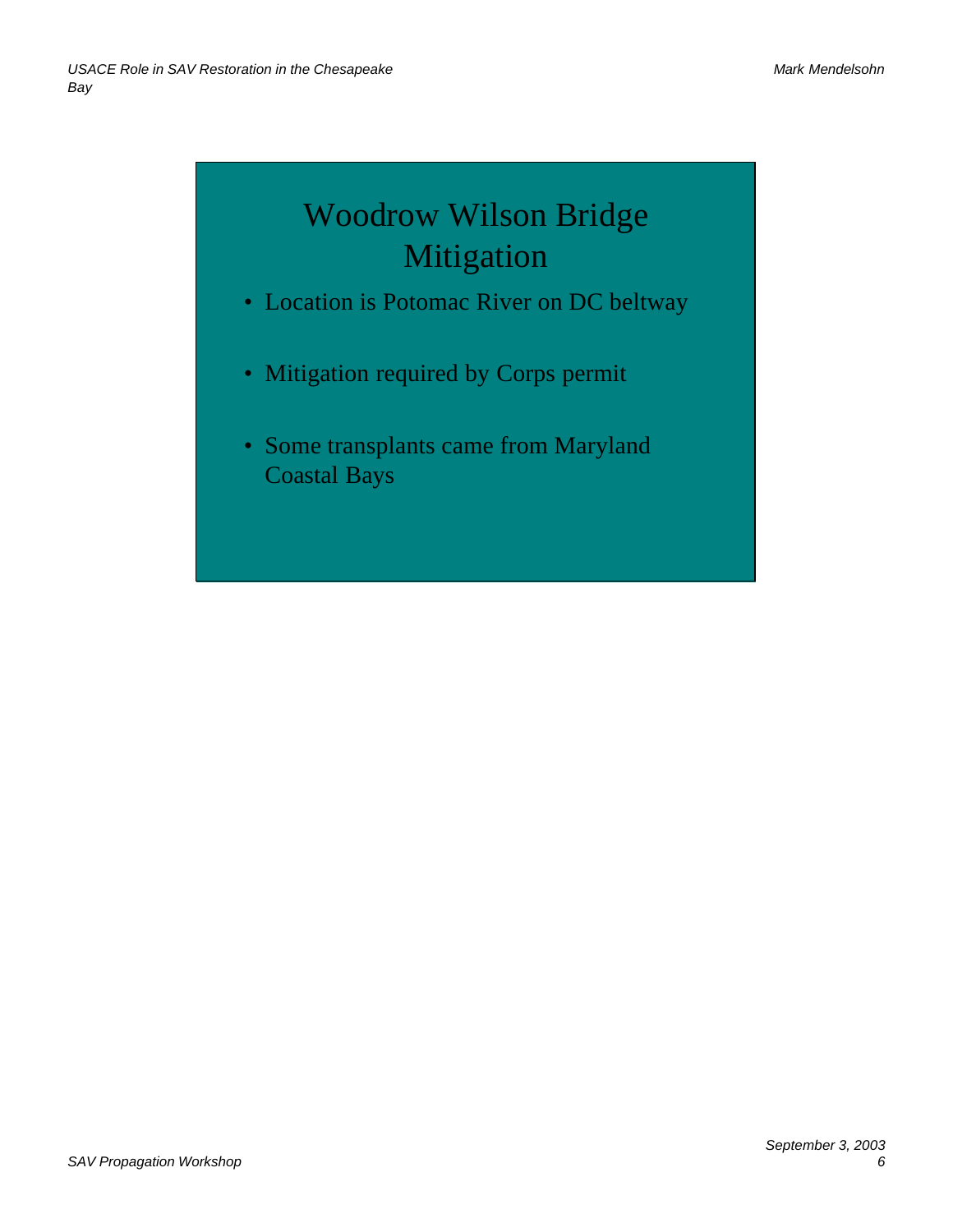# Woodrow Wilson Bridge Mitigation

- Location is Potomac River on DC beltway
- Mitigation required by Corps permit
- Some transplants came from Maryland Coastal Bays